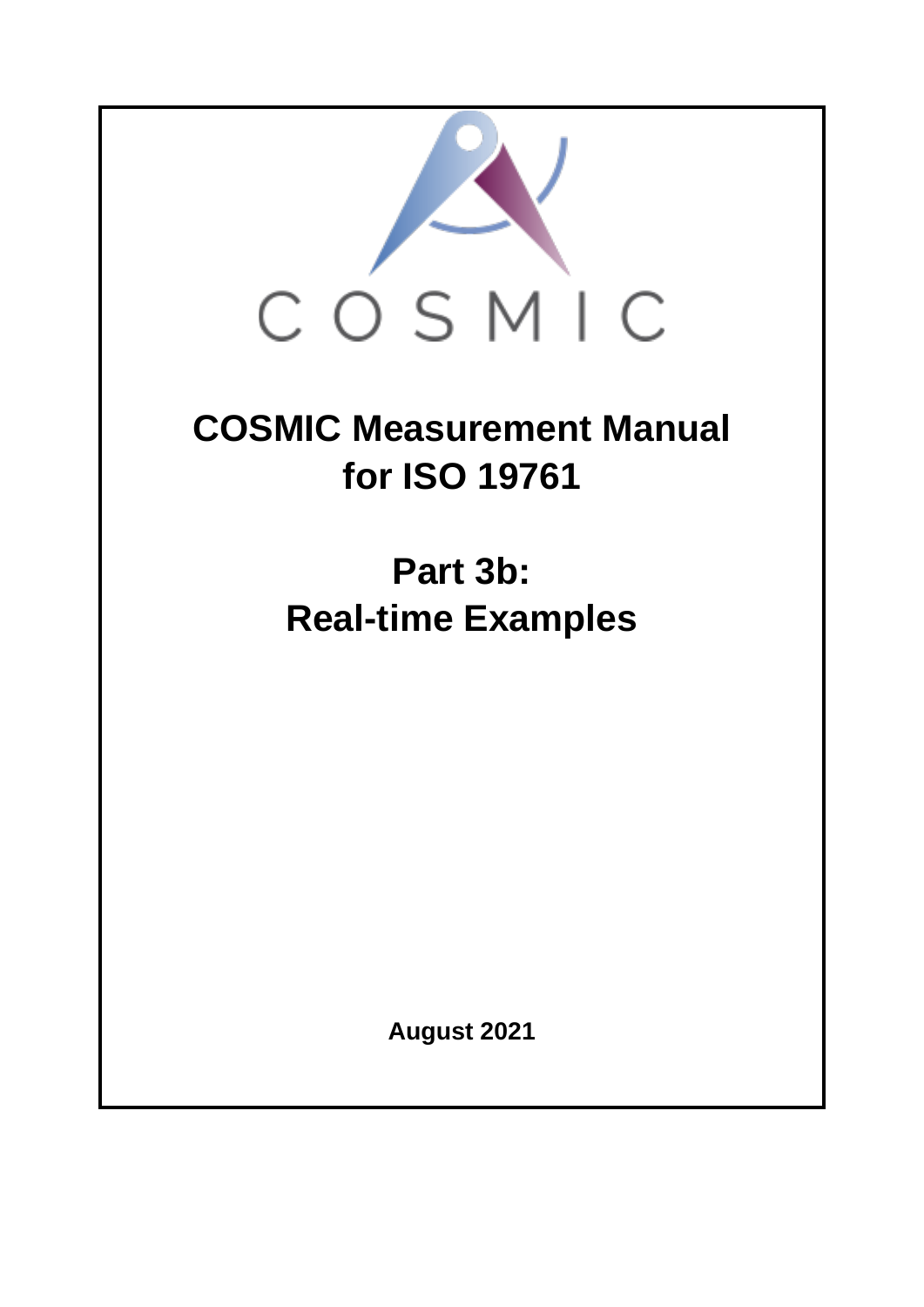COSMIC

# COSMIC Measurement Manual for ISO 19761

## Part 3b: Real-time Examples

**August 2021**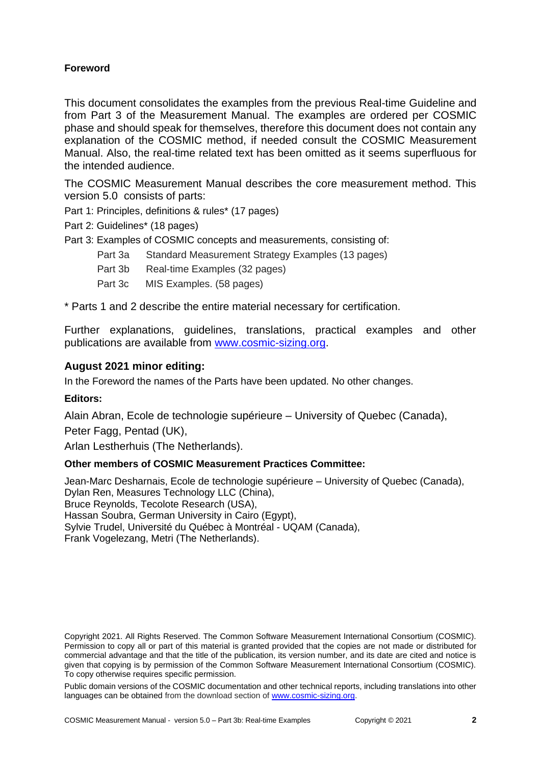**Foreword**

This document consolidates the examples from the previous Real-time Guideline and from Part 3 of the Measurement Manual. The examples are ordered per COSMIC phase and should speak for themselves, therefore this document does not contain any explanation of the COSMIC method, if needed consult the COSMIC Measurement Manual. Also, the real-time related text has been omitted as it seems superfluous for the intended audience.

The COSMIC Measurement Manual describes the core measurement method. This version 5.0 consists of parts:

Part 1: Principles, definitions & rules* (17 pages)

Part 2: Guidelines* (18 pages)

Part 3: Examples of COSMIC concepts and measurements, consisting of:

- Part 3a Standard Measurement Strategy Examples (13 pages)
- Part 3b Real-time Examples (32 pages)
- Part 3c MIS Examples. (58 pages)

* Parts 1 and 2 describe the entire material necessary for certification.

Further explanations, guidelines, translations, practical examples and other publications are available from [www.cosmic-sizing.org](www.cosmic-sizing.org).

### August 2021 minor editing:

In the Foreword the names of the Parts have been updated. No other changes.

**Editors:**

Alain Abran, Ecole de technologie supérieure – University of Quebec (Canada),

Peter Fagg, Pentad (UK),

Arlan Lestherhuis (The Netherlands).

**Other members of COSMIC Measurement Practices Committee:**

Jean-Marc Desharnais, Ecole de technologie supérieure – University of Quebec (Canada),
Dylan Ren, Measures Technology LLC (China),
Bruce Reynolds, Tecolote Research (USA),
Hassan Soubra, German University in Cairo (Egypt),
Sylvie Trudel, Université du Québec à Montréal - UQAM (Canada),
Frank Vogelezang, Metri (The Netherlands).

Copyright 2021. All Rights Reserved. The Common Software Measurement International Consortium (COSMIC). Permission to copy all or part of this material is granted provided that the copies are not made or distributed for commercial advantage and that the title of the publication, its version number, and its date are cited and notice is given that copying is by permission of the Common Software Measurement International Consortium (COSMIC). To copy otherwise requires specific permission.

Public domain versions of the COSMIC documentation and other technical reports, including translations into other languages can be obtained from the download section of [www.cosmic-sizing.org](www.cosmic-sizing.org).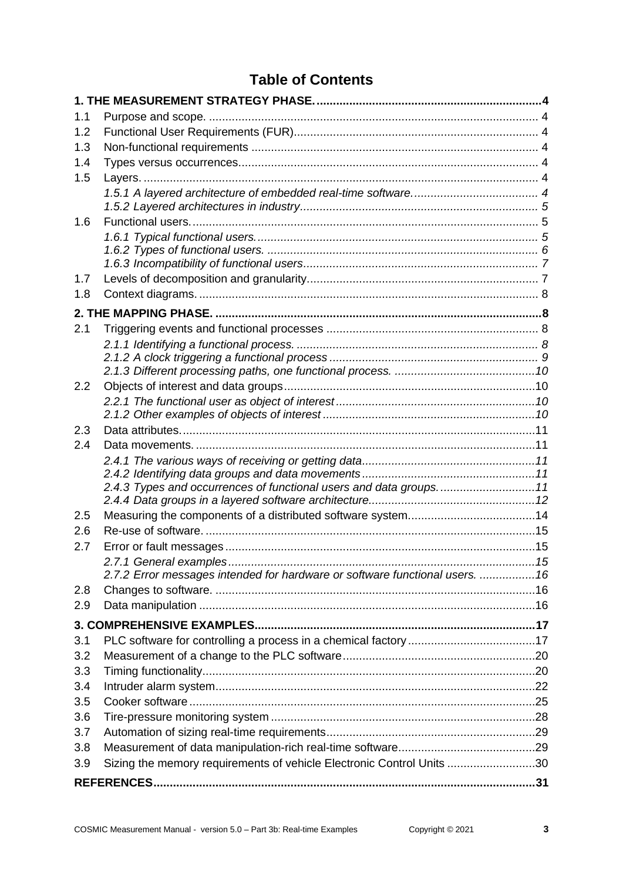# Table of Contents

| | | |
|---|---|---|
| **1. THE MEASUREMENT STRATEGY PHASE.** | | **4** |
| 1.1 | Purpose and scope. | 4 |
| 1.2 | Functional User Requirements (FUR) | 4 |
| 1.3 | Non-functional requirements | 4 |
| 1.4 | Types versus occurrences | 4 |
| 1.5 | Layers. | 4 |
| | *1.5.1 A layered architecture of embedded real-time software.* | *4* |
| | *1.5.2 Layered architectures in industry* | *5* |
| 1.6 | Functional users. | 5 |
| | *1.6.1 Typical functional users.* | *5* |
| | *1.6.2 Types of functional users.* | *6* |
| | *1.6.3 Incompatibility of functional users* | *7* |
| 1.7 | Levels of decomposition and granularity | 7 |
| 1.8 | Context diagrams. | 8 |
| **2. THE MAPPING PHASE.** | | **8** |
| 2.1 | Triggering events and functional processes | 8 |
| | *2.1.1 Identifying a functional process.* | *8* |
| | *2.1.2 A clock triggering a functional process* | *9* |
| | *2.1.3 Different processing paths, one functional process.* | *10* |
| 2.2 | Objects of interest and data groups | 10 |
| | *2.2.1 The functional user as object of interest* | *10* |
| | *2.1.2 Other examples of objects of interest* | *10* |
| 2.3 | Data attributes. | 11 |
| 2.4 | Data movements. | 11 |
| | *2.4.1 The various ways of receiving or getting data* | *11* |
| | *2.4.2 Identifying data groups and data movements* | *11* |
| | *2.4.3 Types and occurrences of functional users and data groups.* | *11* |
| | *2.4.4 Data groups in a layered software architecture.* | *12* |
| 2.5 | Measuring the components of a distributed software system. | 14 |
| 2.6 | Re-use of software. | 15 |
| 2.7 | Error or fault messages | 15 |
| | *2.7.1 General examples* | *15* |
| | *2.7.2 Error messages intended for hardware or software functional users.* | *16* |
| 2.8 | Changes to software. | 16 |
| 2.9 | Data manipulation | 16 |
| **3. COMPREHENSIVE EXAMPLES** | | **17** |
| 3.1 | PLC software for controlling a process in a chemical factory | 17 |
| 3.2 | Measurement of a change to the PLC software | 20 |
| 3.3 | Timing functionality | 20 |
| 3.4 | Intruder alarm system | 22 |
| 3.5 | Cooker software | 25 |
| 3.6 | Tire-pressure monitoring system | 28 |
| 3.7 | Automation of sizing real-time requirements | 29 |
| 3.8 | Measurement of data manipulation-rich real-time software | 29 |
| 3.9 | Sizing the memory requirements of vehicle Electronic Control Units | 30 |
| **REFERENCES** | | **31** |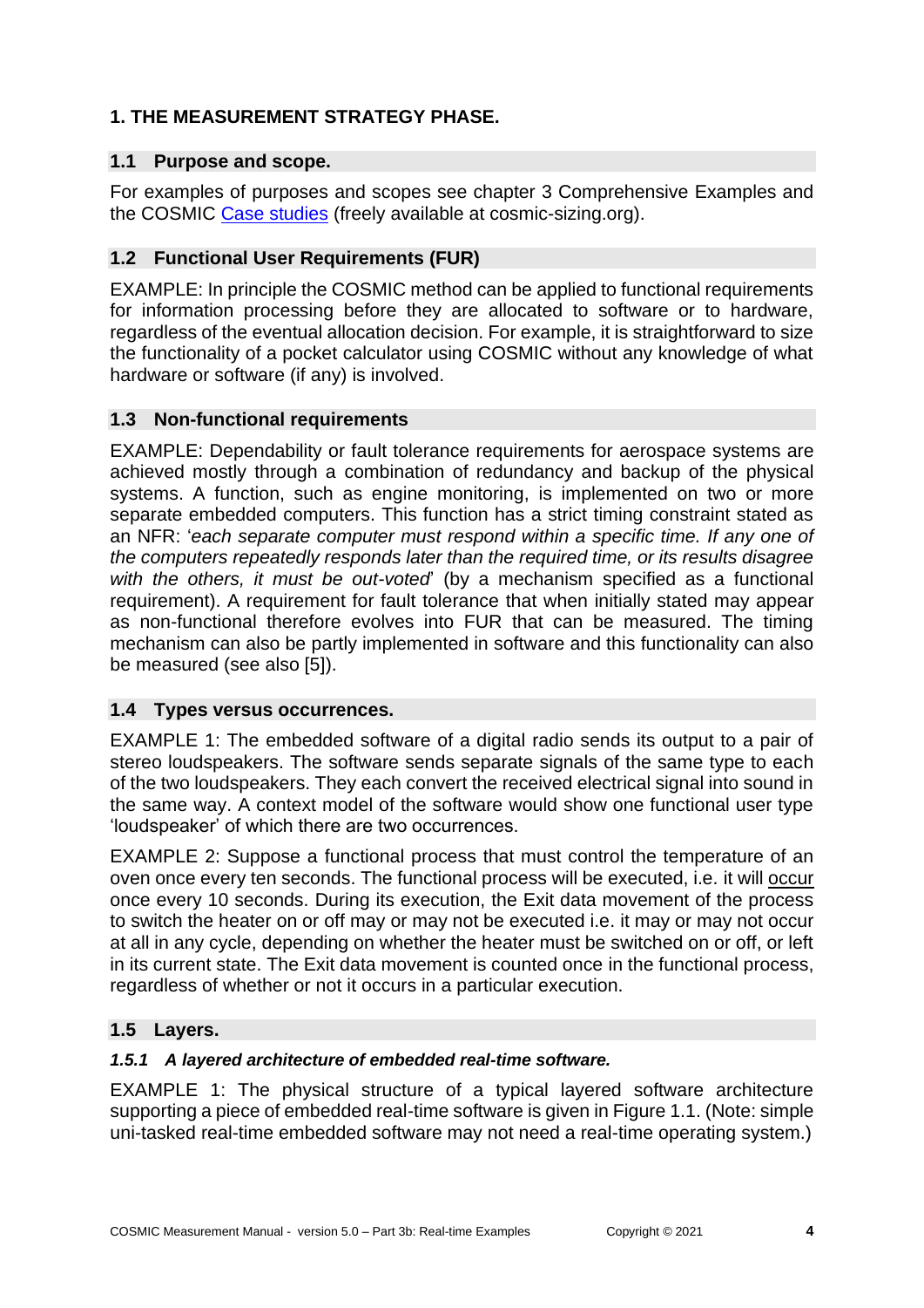# 1. THE MEASUREMENT STRATEGY PHASE.

## 1.1 Purpose and scope.

For examples of purposes and scopes see chapter 3 Comprehensive Examples and the COSMIC Case studies (freely available at cosmic-sizing.org).

## 1.2 Functional User Requirements (FUR)

EXAMPLE: In principle the COSMIC method can be applied to functional requirements for information processing before they are allocated to software or to hardware, regardless of the eventual allocation decision. For example, it is straightforward to size the functionality of a pocket calculator using COSMIC without any knowledge of what hardware or software (if any) is involved.

## 1.3 Non-functional requirements

EXAMPLE: Dependability or fault tolerance requirements for aerospace systems are achieved mostly through a combination of redundancy and backup of the physical systems. A function, such as engine monitoring, is implemented on two or more separate embedded computers. This function has a strict timing constraint stated as an NFR: '*each separate computer must respond within a specific time. If any one of the computers repeatedly responds later than the required time, or its results disagree with the others, it must be out-voted*' (by a mechanism specified as a functional requirement). A requirement for fault tolerance that when initially stated may appear as non-functional therefore evolves into FUR that can be measured. The timing mechanism can also be partly implemented in software and this functionality can also be measured (see also [5]).

## 1.4 Types versus occurrences.

EXAMPLE 1: The embedded software of a digital radio sends its output to a pair of stereo loudspeakers. The software sends separate signals of the same type to each of the two loudspeakers. They each convert the received electrical signal into sound in the same way. A context model of the software would show one functional user type 'loudspeaker' of which there are two occurrences.

EXAMPLE 2: Suppose a functional process that must control the temperature of an oven once every ten seconds. The functional process will be executed, i.e. it will occur once every 10 seconds. During its execution, the Exit data movement of the process to switch the heater on or off may or may not be executed i.e. it may or may not occur at all in any cycle, depending on whether the heater must be switched on or off, or left in its current state. The Exit data movement is counted once in the functional process, regardless of whether or not it occurs in a particular execution.

## 1.5 Layers.

### *1.5.1 A layered architecture of embedded real-time software.*

EXAMPLE 1: The physical structure of a typical layered software architecture supporting a piece of embedded real-time software is given in Figure 1.1. (Note: simple uni-tasked real-time embedded software may not need a real-time operating system.)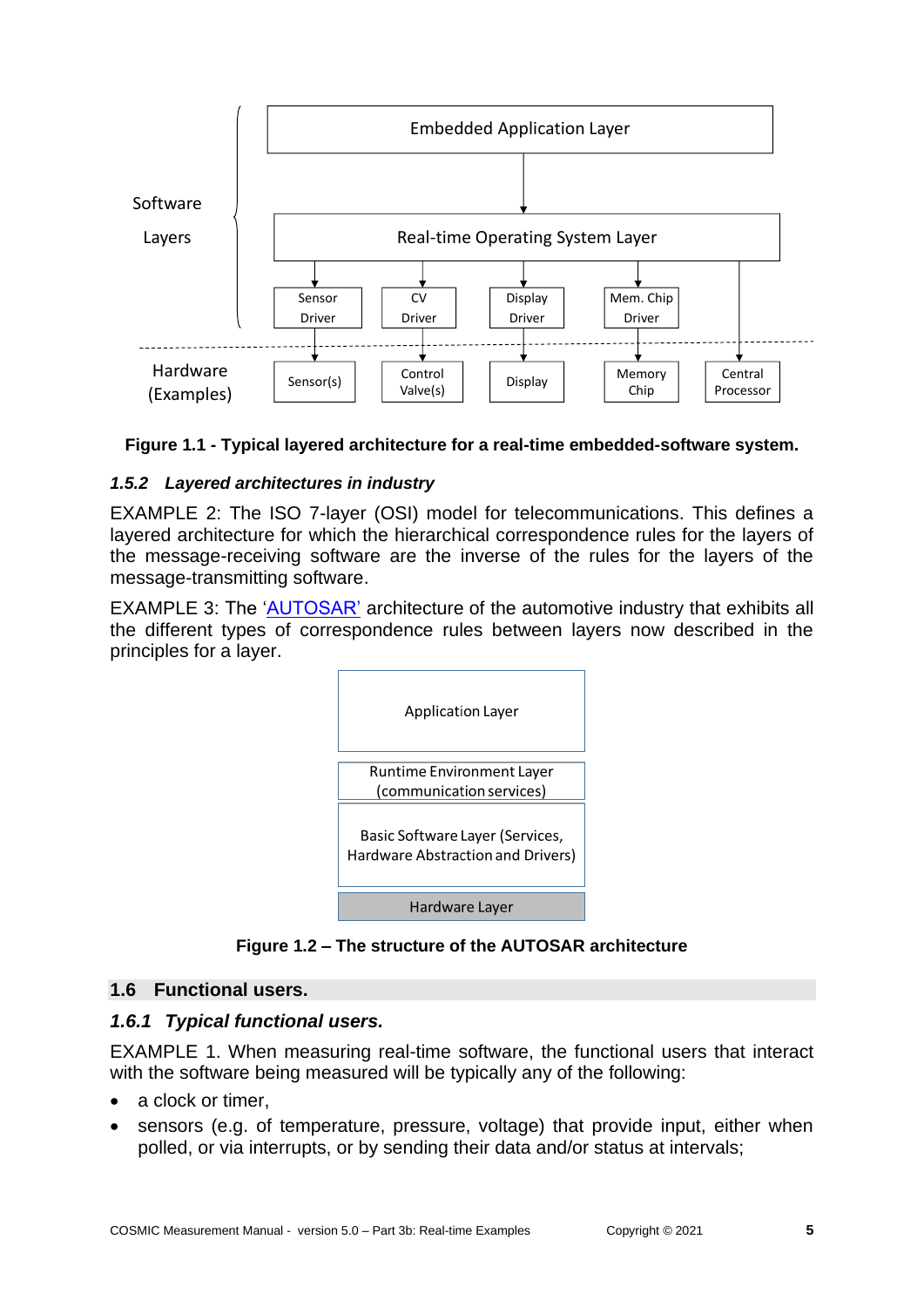Figure 1.1 - Typical layered architecture for a real-time embedded-software system.

### 1.5.2 Layered architectures in industry

EXAMPLE 2: The ISO 7-layer (OSI) model for telecommunications. This defines a layered architecture for which the hierarchical correspondence rules for the layers of the message-receiving software are the inverse of the rules for the layers of the message-transmitting software.

EXAMPLE 3: The 'AUTOSAR' architecture of the automotive industry that exhibits all the different types of correspondence rules between layers now described in the principles for a layer.

Figure 1.2 – The structure of the AUTOSAR architecture

## 1.6 Functional users.

### 1.6.1 Typical functional users.

EXAMPLE 1. When measuring real-time software, the functional users that interact with the software being measured will be typically any of the following:

- a clock or timer,
- sensors (e.g. of temperature, pressure, voltage) that provide input, either when polled, or via interrupts, or by sending their data and/or status at intervals;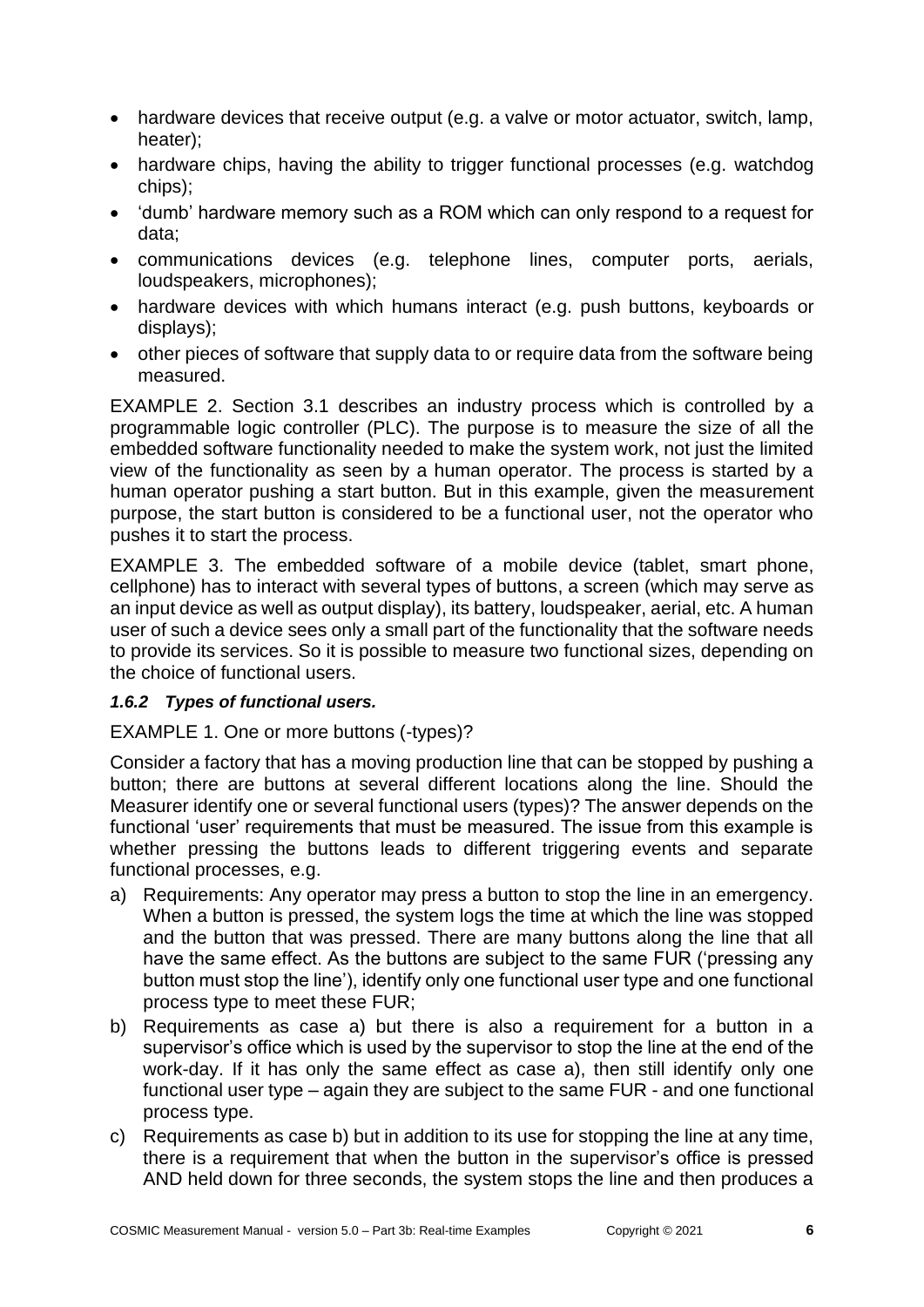- hardware devices that receive output (e.g. a valve or motor actuator, switch, lamp, heater);
- hardware chips, having the ability to trigger functional processes (e.g. watchdog chips);
- 'dumb' hardware memory such as a ROM which can only respond to a request for data;
- communications devices (e.g. telephone lines, computer ports, aerials, loudspeakers, microphones);
- hardware devices with which humans interact (e.g. push buttons, keyboards or displays);
- other pieces of software that supply data to or require data from the software being measured.

EXAMPLE 2. Section 3.1 describes an industry process which is controlled by a programmable logic controller (PLC). The purpose is to measure the size of all the embedded software functionality needed to make the system work, not just the limited view of the functionality as seen by a human operator. The process is started by a human operator pushing a start button. But in this example, given the measurement purpose, the start button is considered to be a functional user, not the operator who pushes it to start the process.

EXAMPLE 3. The embedded software of a mobile device (tablet, smart phone, cellphone) has to interact with several types of buttons, a screen (which may serve as an input device as well as output display), its battery, loudspeaker, aerial, etc. A human user of such a device sees only a small part of the functionality that the software needs to provide its services. So it is possible to measure two functional sizes, depending on the choice of functional users.

### *1.6.2 Types of functional users.*

EXAMPLE 1. One or more buttons (-types)?

Consider a factory that has a moving production line that can be stopped by pushing a button; there are buttons at several different locations along the line. Should the Measurer identify one or several functional users (types)? The answer depends on the functional 'user' requirements that must be measured. The issue from this example is whether pressing the buttons leads to different triggering events and separate functional processes, e.g.

a) Requirements: Any operator may press a button to stop the line in an emergency. When a button is pressed, the system logs the time at which the line was stopped and the button that was pressed. There are many buttons along the line that all have the same effect. As the buttons are subject to the same FUR ('pressing any button must stop the line'), identify only one functional user type and one functional process type to meet these FUR;
b) Requirements as case a) but there is also a requirement for a button in a supervisor's office which is used by the supervisor to stop the line at the end of the work-day. If it has only the same effect as case a), then still identify only one functional user type – again they are subject to the same FUR - and one functional process type.
c) Requirements as case b) but in addition to its use for stopping the line at any time, there is a requirement that when the button in the supervisor's office is pressed AND held down for three seconds, the system stops the line and then produces a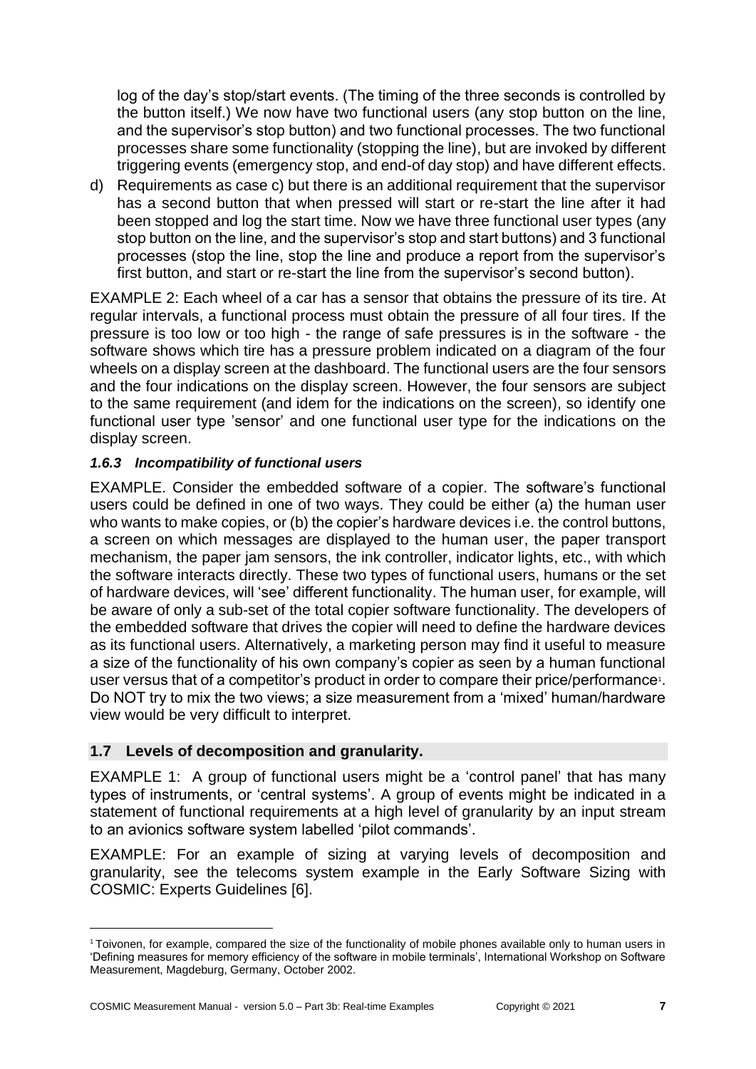log of the day's stop/start events. (The timing of the three seconds is controlled by the button itself.) We now have two functional users (any stop button on the line, and the supervisor's stop button) and two functional processes. The two functional processes share some functionality (stopping the line), but are invoked by different triggering events (emergency stop, and end-of day stop) and have different effects.

d) Requirements as case c) but there is an additional requirement that the supervisor has a second button that when pressed will start or re-start the line after it had been stopped and log the start time. Now we have three functional user types (any stop button on the line, and the supervisor's stop and start buttons) and 3 functional processes (stop the line, stop the line and produce a report from the supervisor's first button, and start or re-start the line from the supervisor's second button).

EXAMPLE 2: Each wheel of a car has a sensor that obtains the pressure of its tire. At regular intervals, a functional process must obtain the pressure of all four tires. If the pressure is too low or too high - the range of safe pressures is in the software - the software shows which tire has a pressure problem indicated on a diagram of the four wheels on a display screen at the dashboard. The functional users are the four sensors and the four indications on the display screen. However, the four sensors are subject to the same requirement (and idem for the indications on the screen), so identify one functional user type 'sensor' and one functional user type for the indications on the display screen.

### *1.6.3 Incompatibility of functional users*

EXAMPLE. Consider the embedded software of a copier. The software's functional users could be defined in one of two ways. They could be either (a) the human user who wants to make copies, or (b) the copier's hardware devices i.e. the control buttons, a screen on which messages are displayed to the human user, the paper transport mechanism, the paper jam sensors, the ink controller, indicator lights, etc., with which the software interacts directly. These two types of functional users, humans or the set of hardware devices, will 'see' different functionality. The human user, for example, will be aware of only a sub-set of the total copier software functionality. The developers of the embedded software that drives the copier will need to define the hardware devices as its functional users. Alternatively, a marketing person may find it useful to measure a size of the functionality of his own company's copier as seen by a human functional user versus that of a competitor's product in order to compare their price/performance[1]. Do NOT try to mix the two views; a size measurement from a 'mixed' human/hardware view would be very difficult to interpret.

## 1.7 Levels of decomposition and granularity.

EXAMPLE 1: A group of functional users might be a 'control panel' that has many types of instruments, or 'central systems'. A group of events might be indicated in a statement of functional requirements at a high level of granularity by an input stream to an avionics software system labelled 'pilot commands'.

EXAMPLE: For an example of sizing at varying levels of decomposition and granularity, see the telecoms system example in the Early Software Sizing with COSMIC: Experts Guidelines [6].

[1] Toivonen, for example, compared the size of the functionality of mobile phones available only to human users in 'Defining measures for memory efficiency of the software in mobile terminals', International Workshop on Software Measurement, Magdeburg, Germany, October 2002.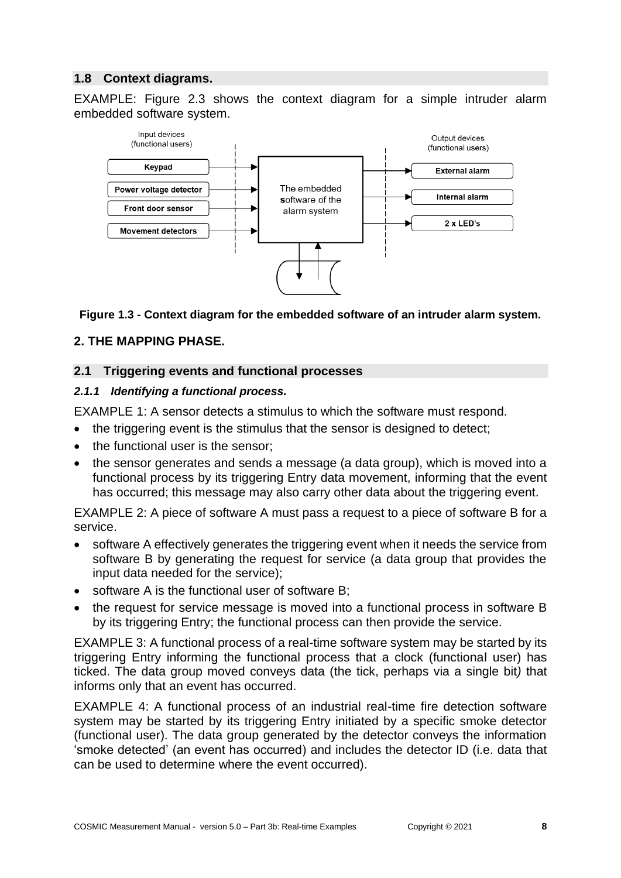## 1.8 Context diagrams.

EXAMPLE: Figure 2.3 shows the context diagram for a simple intruder alarm embedded software system.

Figure 1.3 - Context diagram for the embedded software of an intruder alarm system.

# 2. THE MAPPING PHASE.

## 2.1 Triggering events and functional processes

### *2.1.1 Identifying a functional process.*

EXAMPLE 1: A sensor detects a stimulus to which the software must respond.

- the triggering event is the stimulus that the sensor is designed to detect;
- the functional user is the sensor;
- the sensor generates and sends a message (a data group), which is moved into a functional process by its triggering Entry data movement, informing that the event has occurred; this message may also carry other data about the triggering event.

EXAMPLE 2: A piece of software A must pass a request to a piece of software B for a service.

- software A effectively generates the triggering event when it needs the service from software B by generating the request for service (a data group that provides the input data needed for the service);
- software A is the functional user of software B;
- the request for service message is moved into a functional process in software B by its triggering Entry; the functional process can then provide the service.

EXAMPLE 3: A functional process of a real-time software system may be started by its triggering Entry informing the functional process that a clock (functional user) has ticked. The data group moved conveys data (the tick, perhaps via a single bit*)* that informs only that an event has occurred.

EXAMPLE 4: A functional process of an industrial real-time fire detection software system may be started by its triggering Entry initiated by a specific smoke detector (functional user). The data group generated by the detector conveys the information 'smoke detected' (an event has occurred) and includes the detector ID (i.e. data that can be used to determine where the event occurred).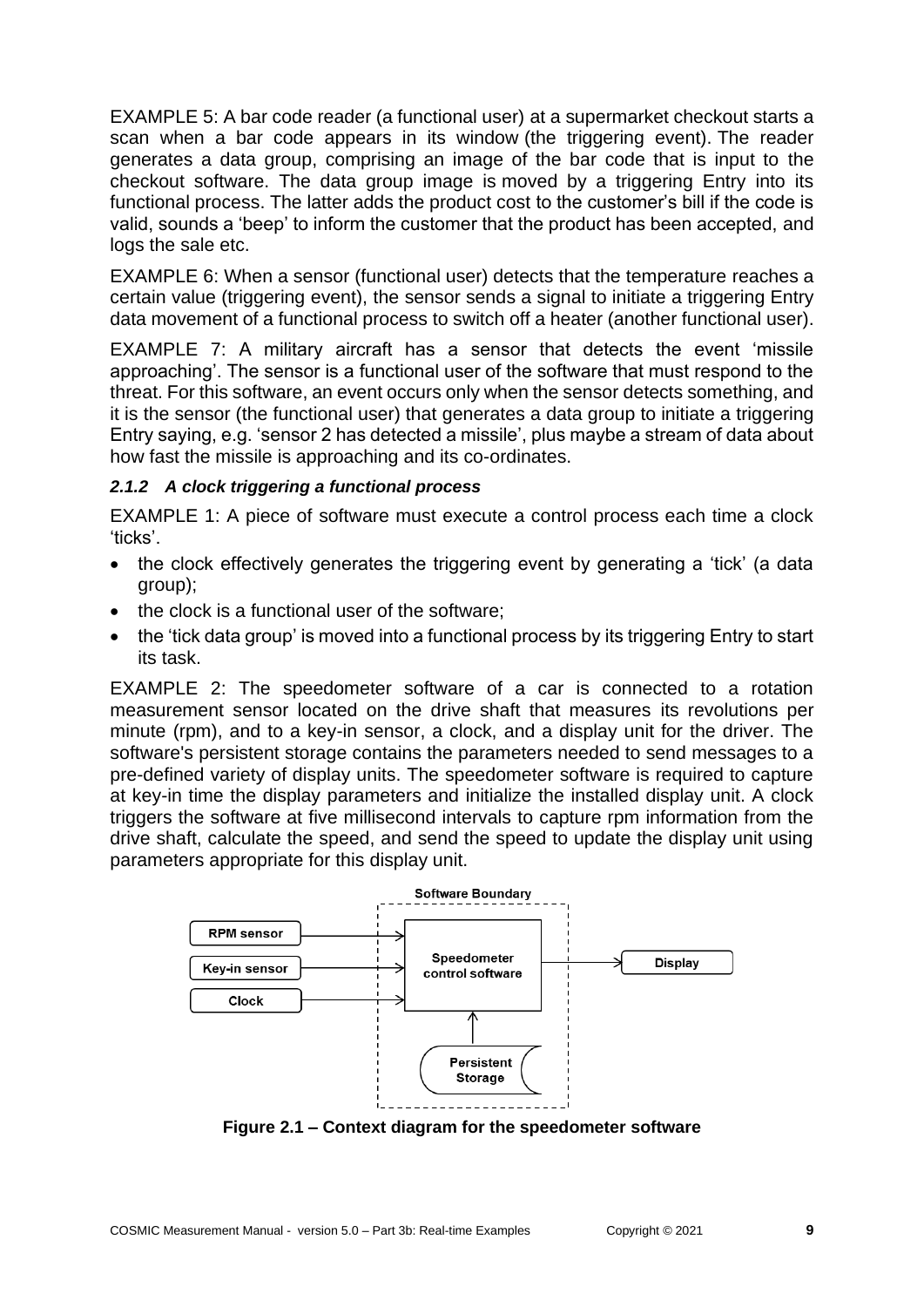EXAMPLE 5: A bar code reader (a functional user) at a supermarket checkout starts a scan when a bar code appears in its window (the triggering event). The reader generates a data group, comprising an image of the bar code that is input to the checkout software. The data group image is moved by a triggering Entry into its functional process. The latter adds the product cost to the customer's bill if the code is valid, sounds a 'beep' to inform the customer that the product has been accepted, and logs the sale etc.

EXAMPLE 6: When a sensor (functional user) detects that the temperature reaches a certain value (triggering event), the sensor sends a signal to initiate a triggering Entry data movement of a functional process to switch off a heater (another functional user).

EXAMPLE 7: A military aircraft has a sensor that detects the event 'missile approaching'. The sensor is a functional user of the software that must respond to the threat. For this software, an event occurs only when the sensor detects something, and it is the sensor (the functional user) that generates a data group to initiate a triggering Entry saying, e.g. 'sensor 2 has detected a missile', plus maybe a stream of data about how fast the missile is approaching and its co-ordinates.

### *2.1.2 A clock triggering a functional process*

EXAMPLE 1: A piece of software must execute a control process each time a clock 'ticks'.

- the clock effectively generates the triggering event by generating a 'tick' (a data group);
- the clock is a functional user of the software;
- the 'tick data group' is moved into a functional process by its triggering Entry to start its task.

EXAMPLE 2: The speedometer software of a car is connected to a rotation measurement sensor located on the drive shaft that measures its revolutions per minute (rpm), and to a key-in sensor, a clock, and a display unit for the driver. The software's persistent storage contains the parameters needed to send messages to a pre-defined variety of display units. The speedometer software is required to capture at key-in time the display parameters and initialize the installed display unit. A clock triggers the software at five millisecond intervals to capture rpm information from the drive shaft, calculate the speed, and send the speed to update the display unit using parameters appropriate for this display unit.

Software Boundary

RPM sensor

Key-in sensor

Clock

Speedometer control software

Display

Persistent Storage

**Figure 2.1 – Context diagram for the speedometer software**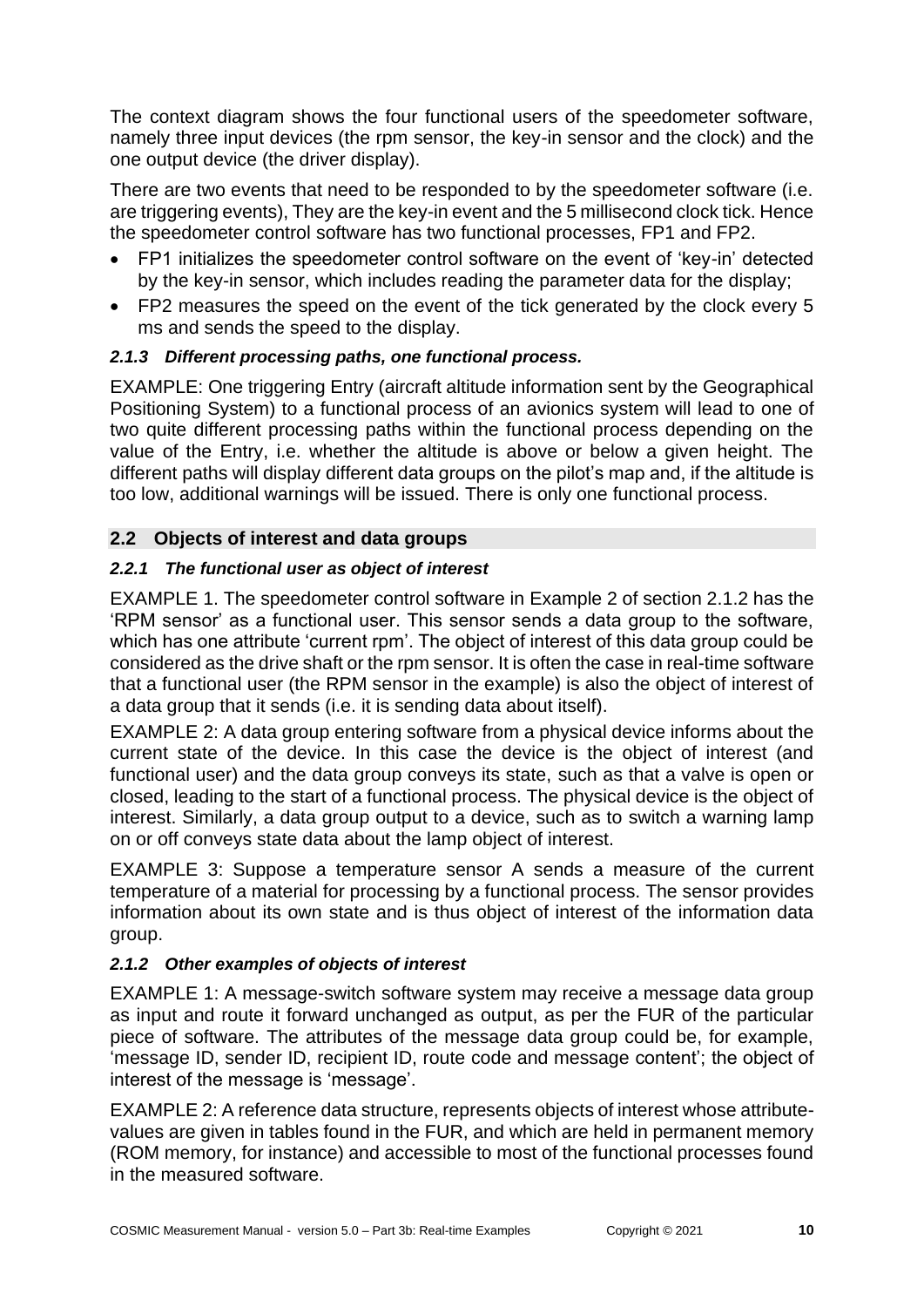The context diagram shows the four functional users of the speedometer software, namely three input devices (the rpm sensor, the key-in sensor and the clock) and the one output device (the driver display).

There are two events that need to be responded to by the speedometer software (i.e. are triggering events), They are the key-in event and the 5 millisecond clock tick. Hence the speedometer control software has two functional processes, FP1 and FP2.

- FP1 initializes the speedometer control software on the event of 'key-in' detected by the key-in sensor, which includes reading the parameter data for the display;
- FP2 measures the speed on the event of the tick generated by the clock every 5 ms and sends the speed to the display.

#### *2.1.3 Different processing paths, one functional process.*

EXAMPLE: One triggering Entry (aircraft altitude information sent by the Geographical Positioning System) to a functional process of an avionics system will lead to one of two quite different processing paths within the functional process depending on the value of the Entry, i.e. whether the altitude is above or below a given height. The different paths will display different data groups on the pilot's map and, if the altitude is too low, additional warnings will be issued. There is only one functional process.

## 2.2 Objects of interest and data groups

#### *2.2.1 The functional user as object of interest*

EXAMPLE 1. The speedometer control software in Example 2 of section 2.1.2 has the 'RPM sensor' as a functional user. This sensor sends a data group to the software, which has one attribute 'current rpm'. The object of interest of this data group could be considered as the drive shaft or the rpm sensor. It is often the case in real-time software that a functional user (the RPM sensor in the example) is also the object of interest of a data group that it sends (i.e. it is sending data about itself).

EXAMPLE 2: A data group entering software from a physical device informs about the current state of the device. In this case the device is the object of interest (and functional user) and the data group conveys its state, such as that a valve is open or closed, leading to the start of a functional process. The physical device is the object of interest. Similarly, a data group output to a device, such as to switch a warning lamp on or off conveys state data about the lamp object of interest.

EXAMPLE 3: Suppose a temperature sensor A sends a measure of the current temperature of a material for processing by a functional process. The sensor provides information about its own state and is thus object of interest of the information data group.

#### *2.1.2 Other examples of objects of interest*

EXAMPLE 1: A message-switch software system may receive a message data group as input and route it forward unchanged as output, as per the FUR of the particular piece of software. The attributes of the message data group could be, for example, 'message ID, sender ID, recipient ID, route code and message content'; the object of interest of the message is 'message'.

EXAMPLE 2: A reference data structure, represents objects of interest whose attribute-values are given in tables found in the FUR, and which are held in permanent memory (ROM memory, for instance) and accessible to most of the functional processes found in the measured software.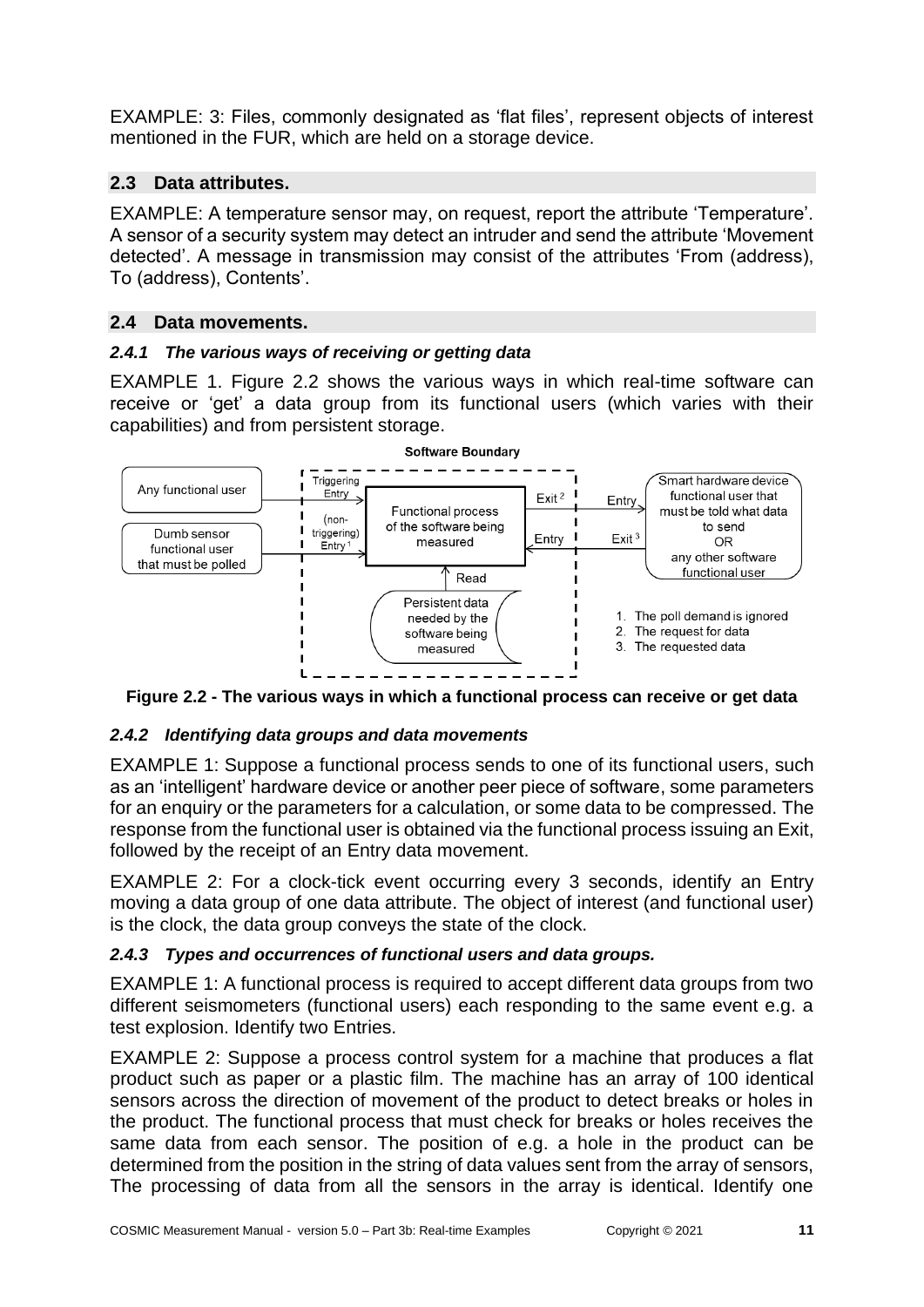EXAMPLE: 3: Files, commonly designated as 'flat files', represent objects of interest mentioned in the FUR, which are held on a storage device.

## 2.3 Data attributes.

EXAMPLE: A temperature sensor may, on request, report the attribute 'Temperature'. A sensor of a security system may detect an intruder and send the attribute 'Movement detected'. A message in transmission may consist of the attributes 'From (address), To (address), Contents'.

## 2.4 Data movements.

### *2.4.1 The various ways of receiving or getting data*

EXAMPLE 1. Figure 2.2 shows the various ways in which real-time software can receive or 'get' a data group from its functional users (which varies with their capabilities) and from persistent storage.

**Figure 2.2 - The various ways in which a functional process can receive or get data**

### *2.4.2 Identifying data groups and data movements*

EXAMPLE 1: Suppose a functional process sends to one of its functional users, such as an 'intelligent' hardware device or another peer piece of software, some parameters for an enquiry or the parameters for a calculation, or some data to be compressed. The response from the functional user is obtained via the functional process issuing an Exit, followed by the receipt of an Entry data movement.

EXAMPLE 2: For a clock-tick event occurring every 3 seconds, identify an Entry moving a data group of one data attribute. The object of interest (and functional user) is the clock, the data group conveys the state of the clock.

### *2.4.3 Types and occurrences of functional users and data groups.*

EXAMPLE 1: A functional process is required to accept different data groups from two different seismometers (functional users) each responding to the same event e.g. a test explosion. Identify two Entries.

EXAMPLE 2: Suppose a process control system for a machine that produces a flat product such as paper or a plastic film. The machine has an array of 100 identical sensors across the direction of movement of the product to detect breaks or holes in the product. The functional process that must check for breaks or holes receives the same data from each sensor. The position of e.g. a hole in the product can be determined from the position in the string of data values sent from the array of sensors, The processing of data from all the sensors in the array is identical. Identify one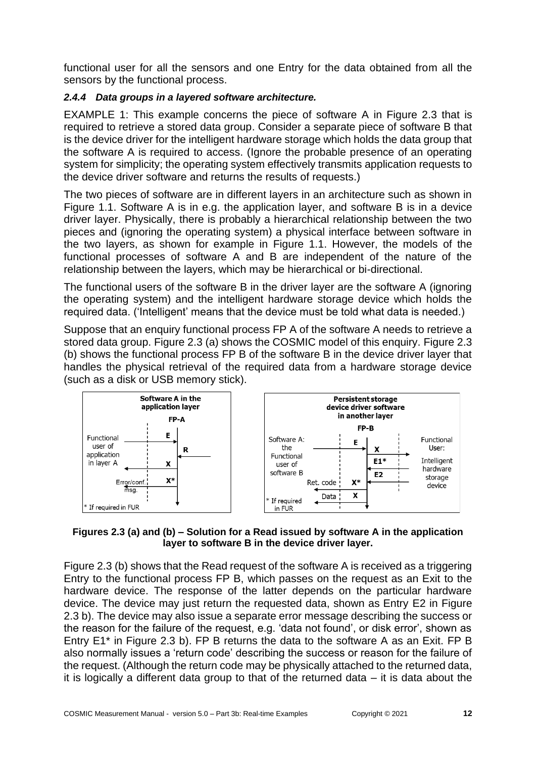functional user for all the sensors and one Entry for the data obtained from all the sensors by the functional process.

### *2.4.4 Data groups in a layered software architecture.*

EXAMPLE 1: This example concerns the piece of software A in Figure 2.3 that is required to retrieve a stored data group. Consider a separate piece of software B that is the device driver for the intelligent hardware storage which holds the data group that the software A is required to access. (Ignore the probable presence of an operating system for simplicity; the operating system effectively transmits application requests to the device driver software and returns the results of requests.)

The two pieces of software are in different layers in an architecture such as shown in Figure 1.1. Software A is in e.g. the application layer, and software B is in a device driver layer. Physically, there is probably a hierarchical relationship between the two pieces and (ignoring the operating system) a physical interface between software in the two layers, as shown for example in Figure 1.1. However, the models of the functional processes of software A and B are independent of the nature of the relationship between the layers, which may be hierarchical or bi-directional.

The functional users of the software B in the driver layer are the software A (ignoring the operating system) and the intelligent hardware storage device which holds the required data. ('Intelligent' means that the device must be told what data is needed.)

Suppose that an enquiry functional process FP A of the software A needs to retrieve a stored data group. Figure 2.3 (a) shows the COSMIC model of this enquiry. Figure 2.3 (b) shows the functional process FP B of the software B in the device driver layer that handles the physical retrieval of the required data from a hardware storage device (such as a disk or USB memory stick).

**Figures 2.3 (a) and (b) – Solution for a Read issued by software A in the application layer to software B in the device driver layer.**

Figure 2.3 (b) shows that the Read request of the software A is received as a triggering Entry to the functional process FP B, which passes on the request as an Exit to the hardware device. The response of the latter depends on the particular hardware device. The device may just return the requested data, shown as Entry E2 in Figure 2.3 b). The device may also issue a separate error message describing the success or the reason for the failure of the request, e.g. 'data not found', or disk error', shown as Entry E1* in Figure 2.3 b). FP B returns the data to the software A as an Exit. FP B also normally issues a 'return code' describing the success or reason for the failure of the request. (Although the return code may be physically attached to the returned data, it is logically a different data group to that of the returned data – it is data about the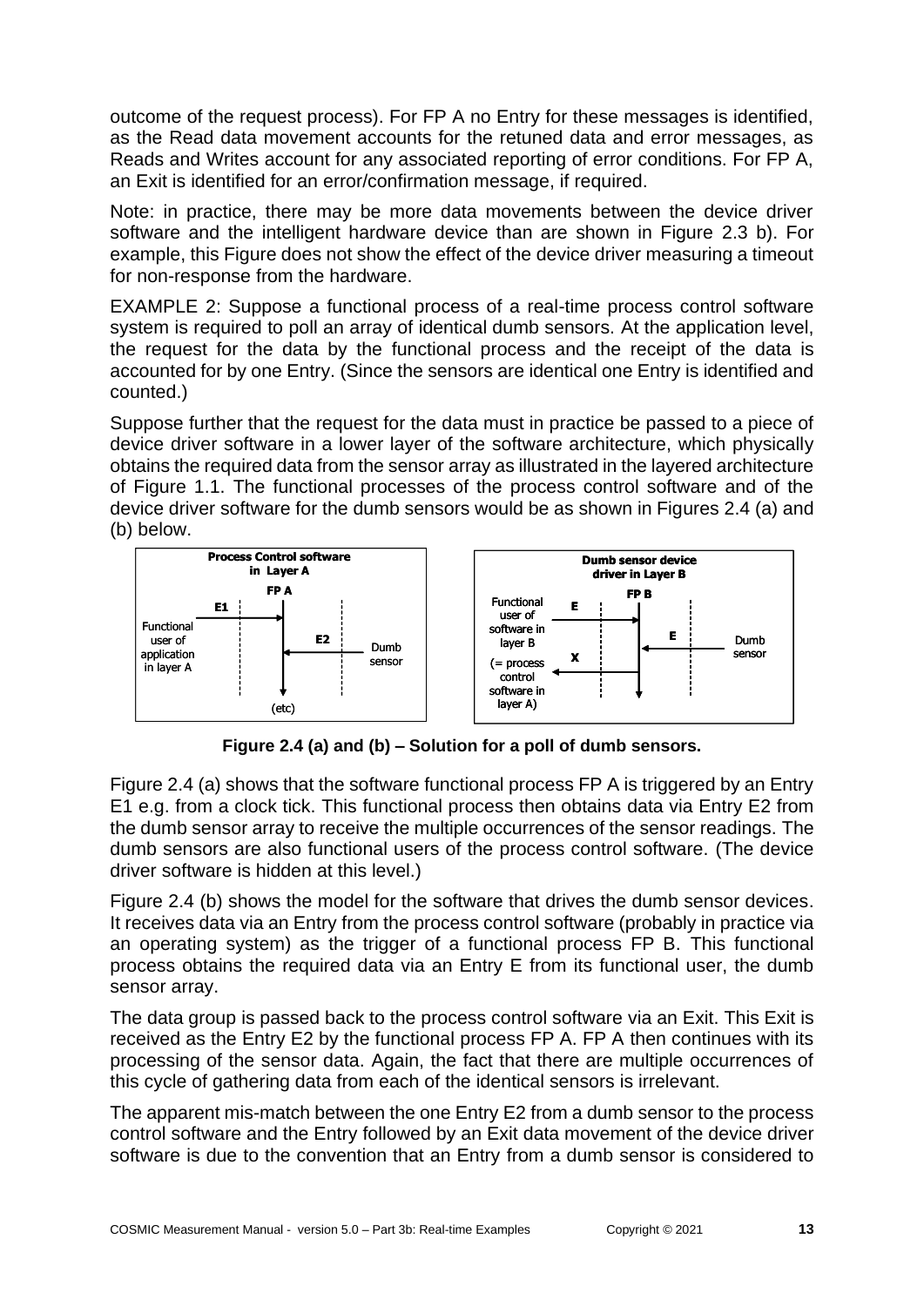outcome of the request process). For FP A no Entry for these messages is identified, as the Read data movement accounts for the retuned data and error messages, as Reads and Writes account for any associated reporting of error conditions. For FP A, an Exit is identified for an error/confirmation message, if required.

Note: in practice, there may be more data movements between the device driver software and the intelligent hardware device than are shown in Figure 2.3 b). For example, this Figure does not show the effect of the device driver measuring a timeout for non-response from the hardware.

EXAMPLE 2: Suppose a functional process of a real-time process control software system is required to poll an array of identical dumb sensors. At the application level, the request for the data by the functional process and the receipt of the data is accounted for by one Entry. (Since the sensors are identical one Entry is identified and counted.)

Suppose further that the request for the data must in practice be passed to a piece of device driver software in a lower layer of the software architecture, which physically obtains the required data from the sensor array as illustrated in the layered architecture of Figure 1.1. The functional processes of the process control software and of the device driver software for the dumb sensors would be as shown in Figures 2.4 (a) and (b) below.

**Figure 2.4 (a) and (b) – Solution for a poll of dumb sensors.**

Figure 2.4 (a) shows that the software functional process FP A is triggered by an Entry E1 e.g. from a clock tick. This functional process then obtains data via Entry E2 from the dumb sensor array to receive the multiple occurrences of the sensor readings. The dumb sensors are also functional users of the process control software. (The device driver software is hidden at this level.)

Figure 2.4 (b) shows the model for the software that drives the dumb sensor devices. It receives data via an Entry from the process control software (probably in practice via an operating system) as the trigger of a functional process FP B. This functional process obtains the required data via an Entry E from its functional user, the dumb sensor array.

The data group is passed back to the process control software via an Exit. This Exit is received as the Entry E2 by the functional process FP A. FP A then continues with its processing of the sensor data. Again, the fact that there are multiple occurrences of this cycle of gathering data from each of the identical sensors is irrelevant.

The apparent mis-match between the one Entry E2 from a dumb sensor to the process control software and the Entry followed by an Exit data movement of the device driver software is due to the convention that an Entry from a dumb sensor is considered to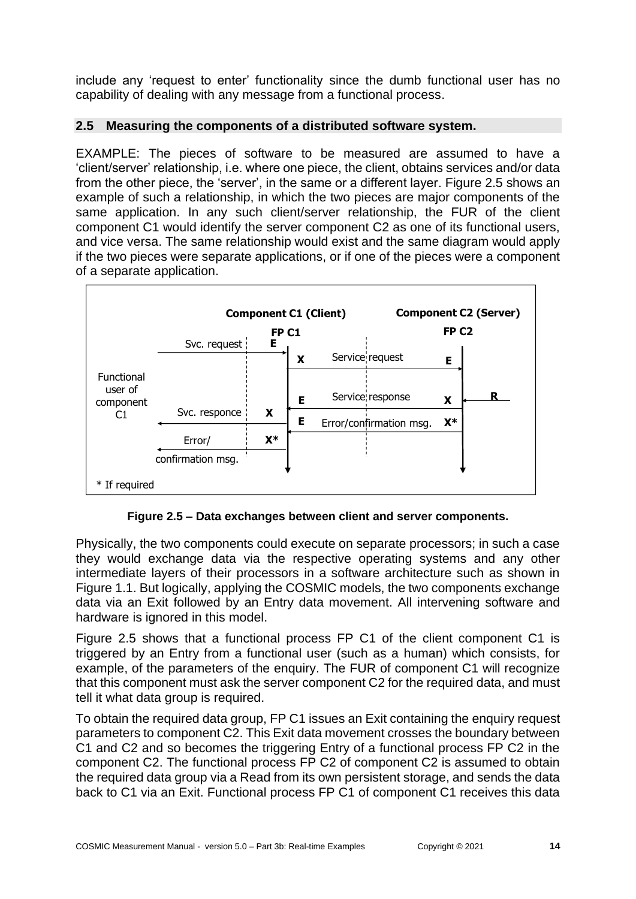include any 'request to enter' functionality since the dumb functional user has no capability of dealing with any message from a functional process.

## 2.5 Measuring the components of a distributed software system.

EXAMPLE: The pieces of software to be measured are assumed to have a 'client/server' relationship, i.e. where one piece, the client, obtains services and/or data from the other piece, the 'server', in the same or a different layer. Figure 2.5 shows an example of such a relationship, in which the two pieces are major components of the same application. In any such client/server relationship, the FUR of the client component C1 would identify the server component C2 as one of its functional users, and vice versa. The same relationship would exist and the same diagram would apply if the two pieces were separate applications, or if one of the pieces were a component of a separate application.

**Figure 2.5 – Data exchanges between client and server components.**

Physically, the two components could execute on separate processors; in such a case they would exchange data via the respective operating systems and any other intermediate layers of their processors in a software architecture such as shown in Figure 1.1. But logically, applying the COSMIC models, the two components exchange data via an Exit followed by an Entry data movement. All intervening software and hardware is ignored in this model.

Figure 2.5 shows that a functional process FP C1 of the client component C1 is triggered by an Entry from a functional user (such as a human) which consists, for example, of the parameters of the enquiry. The FUR of component C1 will recognize that this component must ask the server component C2 for the required data, and must tell it what data group is required.

To obtain the required data group, FP C1 issues an Exit containing the enquiry request parameters to component C2. This Exit data movement crosses the boundary between C1 and C2 and so becomes the triggering Entry of a functional process FP C2 in the component C2. The functional process FP C2 of component C2 is assumed to obtain the required data group via a Read from its own persistent storage, and sends the data back to C1 via an Exit. Functional process FP C1 of component C1 receives this data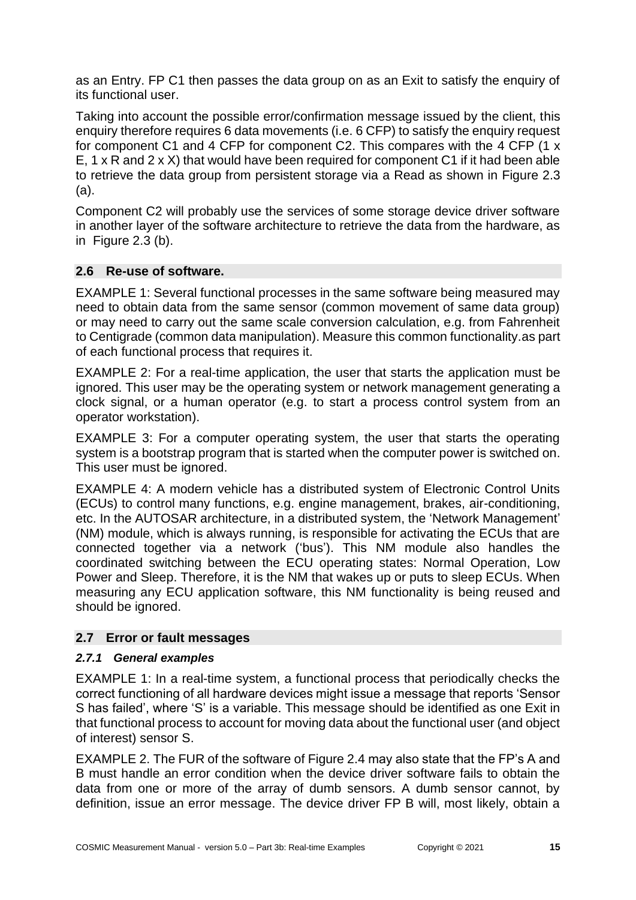as an Entry. FP C1 then passes the data group on as an Exit to satisfy the enquiry of its functional user.

Taking into account the possible error/confirmation message issued by the client, this enquiry therefore requires 6 data movements (i.e. 6 CFP) to satisfy the enquiry request for component C1 and 4 CFP for component C2. This compares with the 4 CFP (1 x E, 1 x R and 2 x X) that would have been required for component C1 if it had been able to retrieve the data group from persistent storage via a Read as shown in Figure 2.3 (a).

Component C2 will probably use the services of some storage device driver software in another layer of the software architecture to retrieve the data from the hardware, as in Figure 2.3 (b).

## 2.6 Re-use of software.

EXAMPLE 1: Several functional processes in the same software being measured may need to obtain data from the same sensor (common movement of same data group) or may need to carry out the same scale conversion calculation, e.g. from Fahrenheit to Centigrade (common data manipulation). Measure this common functionality.as part of each functional process that requires it.

EXAMPLE 2: For a real-time application, the user that starts the application must be ignored. This user may be the operating system or network management generating a clock signal, or a human operator (e.g. to start a process control system from an operator workstation).

EXAMPLE 3: For a computer operating system, the user that starts the operating system is a bootstrap program that is started when the computer power is switched on. This user must be ignored.

EXAMPLE 4: A modern vehicle has a distributed system of Electronic Control Units (ECUs) to control many functions, e.g. engine management, brakes, air-conditioning, etc. In the AUTOSAR architecture, in a distributed system, the 'Network Management' (NM) module, which is always running, is responsible for activating the ECUs that are connected together via a network ('bus'). This NM module also handles the coordinated switching between the ECU operating states: Normal Operation, Low Power and Sleep. Therefore, it is the NM that wakes up or puts to sleep ECUs. When measuring any ECU application software, this NM functionality is being reused and should be ignored.

## 2.7 Error or fault messages

### *2.7.1 General examples*

EXAMPLE 1: In a real-time system, a functional process that periodically checks the correct functioning of all hardware devices might issue a message that reports 'Sensor S has failed', where 'S' is a variable. This message should be identified as one Exit in that functional process to account for moving data about the functional user (and object of interest) sensor S.

EXAMPLE 2. The FUR of the software of Figure 2.4 may also state that the FP's A and B must handle an error condition when the device driver software fails to obtain the data from one or more of the array of dumb sensors. A dumb sensor cannot, by definition, issue an error message. The device driver FP B will, most likely, obtain a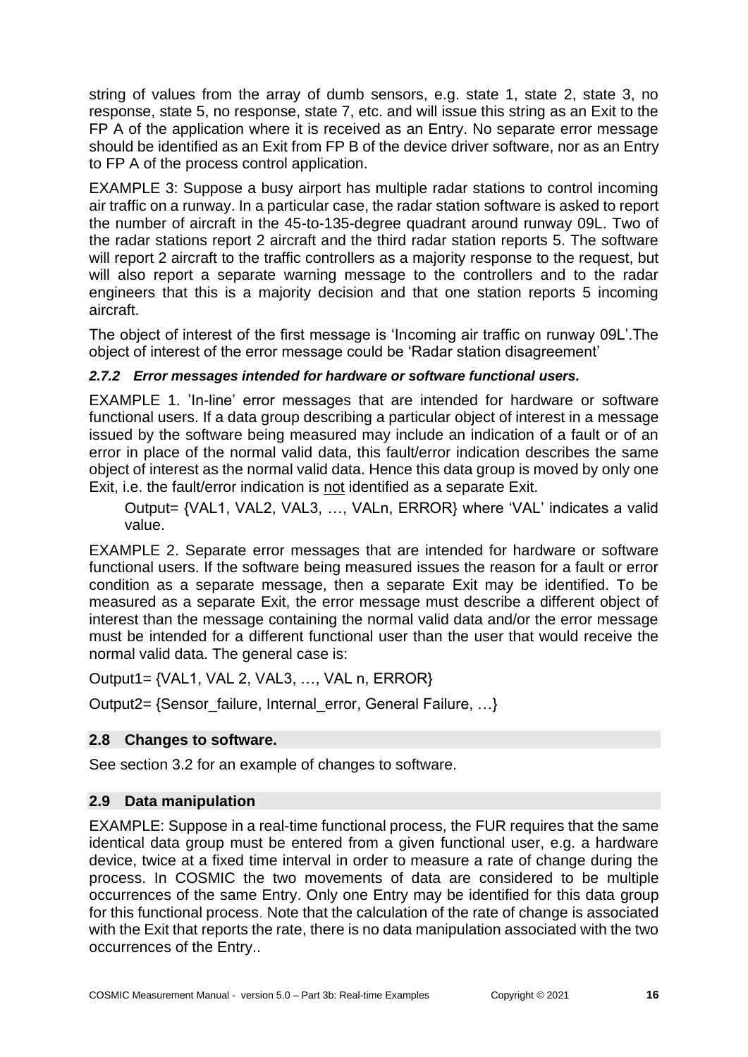string of values from the array of dumb sensors, e.g. state 1, state 2, state 3, no response, state 5, no response, state 7, etc. and will issue this string as an Exit to the FP A of the application where it is received as an Entry. No separate error message should be identified as an Exit from FP B of the device driver software, nor as an Entry to FP A of the process control application.

EXAMPLE 3: Suppose a busy airport has multiple radar stations to control incoming air traffic on a runway. In a particular case, the radar station software is asked to report the number of aircraft in the 45-to-135-degree quadrant around runway 09L. Two of the radar stations report 2 aircraft and the third radar station reports 5. The software will report 2 aircraft to the traffic controllers as a majority response to the request, but will also report a separate warning message to the controllers and to the radar engineers that this is a majority decision and that one station reports 5 incoming aircraft.

The object of interest of the first message is 'Incoming air traffic on runway 09L'.The object of interest of the error message could be 'Radar station disagreement'

### *2.7.2 Error messages intended for hardware or software functional users.*

EXAMPLE 1. 'In-line' error messages that are intended for hardware or software functional users. If a data group describing a particular object of interest in a message issued by the software being measured may include an indication of a fault or of an error in place of the normal valid data, this fault/error indication describes the same object of interest as the normal valid data. Hence this data group is moved by only one Exit, i.e. the fault/error indication is not identified as a separate Exit.

> Output= {VAL1, VAL2, VAL3, …, VALn, ERROR} where 'VAL' indicates a valid value.

EXAMPLE 2. Separate error messages that are intended for hardware or software functional users. If the software being measured issues the reason for a fault or error condition as a separate message, then a separate Exit may be identified. To be measured as a separate Exit, the error message must describe a different object of interest than the message containing the normal valid data and/or the error message must be intended for a different functional user than the user that would receive the normal valid data. The general case is:

Output1= {VAL1, VAL 2, VAL3, …, VAL n, ERROR}

Output2= {Sensor_failure, Internal_error, General Failure, …}

## 2.8 Changes to software.

See section 3.2 for an example of changes to software.

## 2.9 Data manipulation

EXAMPLE: Suppose in a real-time functional process, the FUR requires that the same identical data group must be entered from a given functional user, e.g. a hardware device, twice at a fixed time interval in order to measure a rate of change during the process. In COSMIC the two movements of data are considered to be multiple occurrences of the same Entry. Only one Entry may be identified for this data group for this functional process. Note that the calculation of the rate of change is associated with the Exit that reports the rate, there is no data manipulation associated with the two occurrences of the Entry..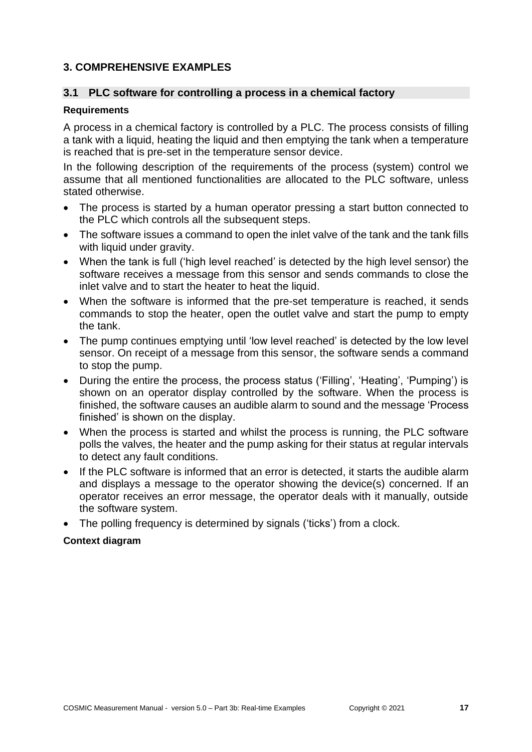# 3. COMPREHENSIVE EXAMPLES

## 3.1 PLC software for controlling a process in a chemical factory

**Requirements**

A process in a chemical factory is controlled by a PLC. The process consists of filling a tank with a liquid, heating the liquid and then emptying the tank when a temperature is reached that is pre-set in the temperature sensor device.

In the following description of the requirements of the process (system) control we assume that all mentioned functionalities are allocated to the PLC software, unless stated otherwise.

- The process is started by a human operator pressing a start button connected to the PLC which controls all the subsequent steps.
- The software issues a command to open the inlet valve of the tank and the tank fills with liquid under gravity.
- When the tank is full ('high level reached' is detected by the high level sensor) the software receives a message from this sensor and sends commands to close the inlet valve and to start the heater to heat the liquid.
- When the software is informed that the pre-set temperature is reached, it sends commands to stop the heater, open the outlet valve and start the pump to empty the tank.
- The pump continues emptying until 'low level reached' is detected by the low level sensor. On receipt of a message from this sensor, the software sends a command to stop the pump.
- During the entire the process, the process status ('Filling', 'Heating', 'Pumping') is shown on an operator display controlled by the software. When the process is finished, the software causes an audible alarm to sound and the message 'Process finished' is shown on the display.
- When the process is started and whilst the process is running, the PLC software polls the valves, the heater and the pump asking for their status at regular intervals to detect any fault conditions.
- If the PLC software is informed that an error is detected, it starts the audible alarm and displays a message to the operator showing the device(s) concerned. If an operator receives an error message, the operator deals with it manually, outside the software system.
- The polling frequency is determined by signals ('ticks') from a clock.

**Context diagram**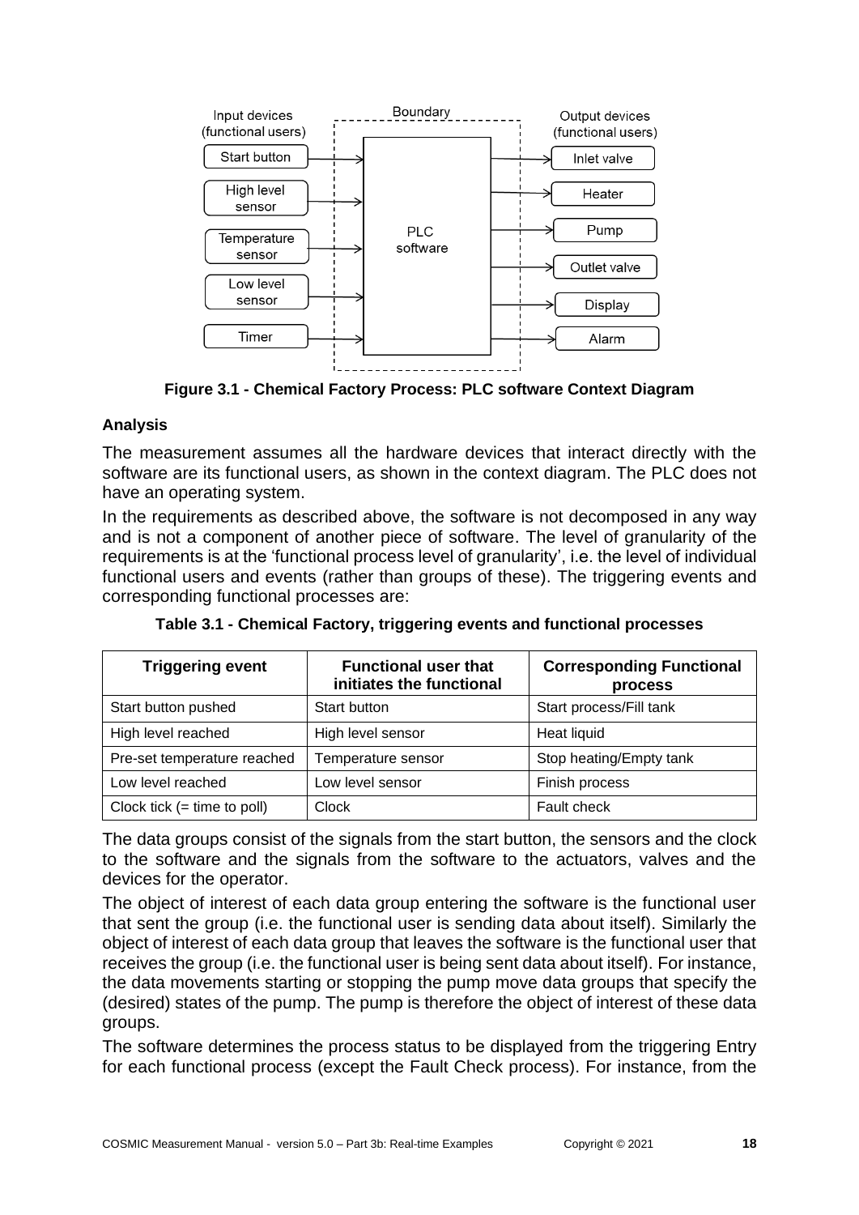**Figure 3.1 - Chemical Factory Process: PLC software Context Diagram**

**Analysis**

The measurement assumes all the hardware devices that interact directly with the software are its functional users, as shown in the context diagram. The PLC does not have an operating system.

In the requirements as described above, the software is not decomposed in any way and is not a component of another piece of software. The level of granularity of the requirements is at the 'functional process level of granularity', i.e. the level of individual functional users and events (rather than groups of these). The triggering events and corresponding functional processes are:

**Table 3.1 - Chemical Factory, triggering events and functional processes**

| Triggering event | Functional user that initiates the functional | Corresponding Functional process |
|---|---|---|
| Start button pushed | Start button | Start process/Fill tank |
| High level reached | High level sensor | Heat liquid |
| Pre-set temperature reached | Temperature sensor | Stop heating/Empty tank |
| Low level reached | Low level sensor | Finish process |
| Clock tick (= time to poll) | Clock | Fault check |

The data groups consist of the signals from the start button, the sensors and the clock to the software and the signals from the software to the actuators, valves and the devices for the operator.

The object of interest of each data group entering the software is the functional user that sent the group (i.e. the functional user is sending data about itself). Similarly the object of interest of each data group that leaves the software is the functional user that receives the group (i.e. the functional user is being sent data about itself). For instance, the data movements starting or stopping the pump move data groups that specify the (desired) states of the pump. The pump is therefore the object of interest of these data groups.

The software determines the process status to be displayed from the triggering Entry for each functional process (except the Fault Check process). For instance, from the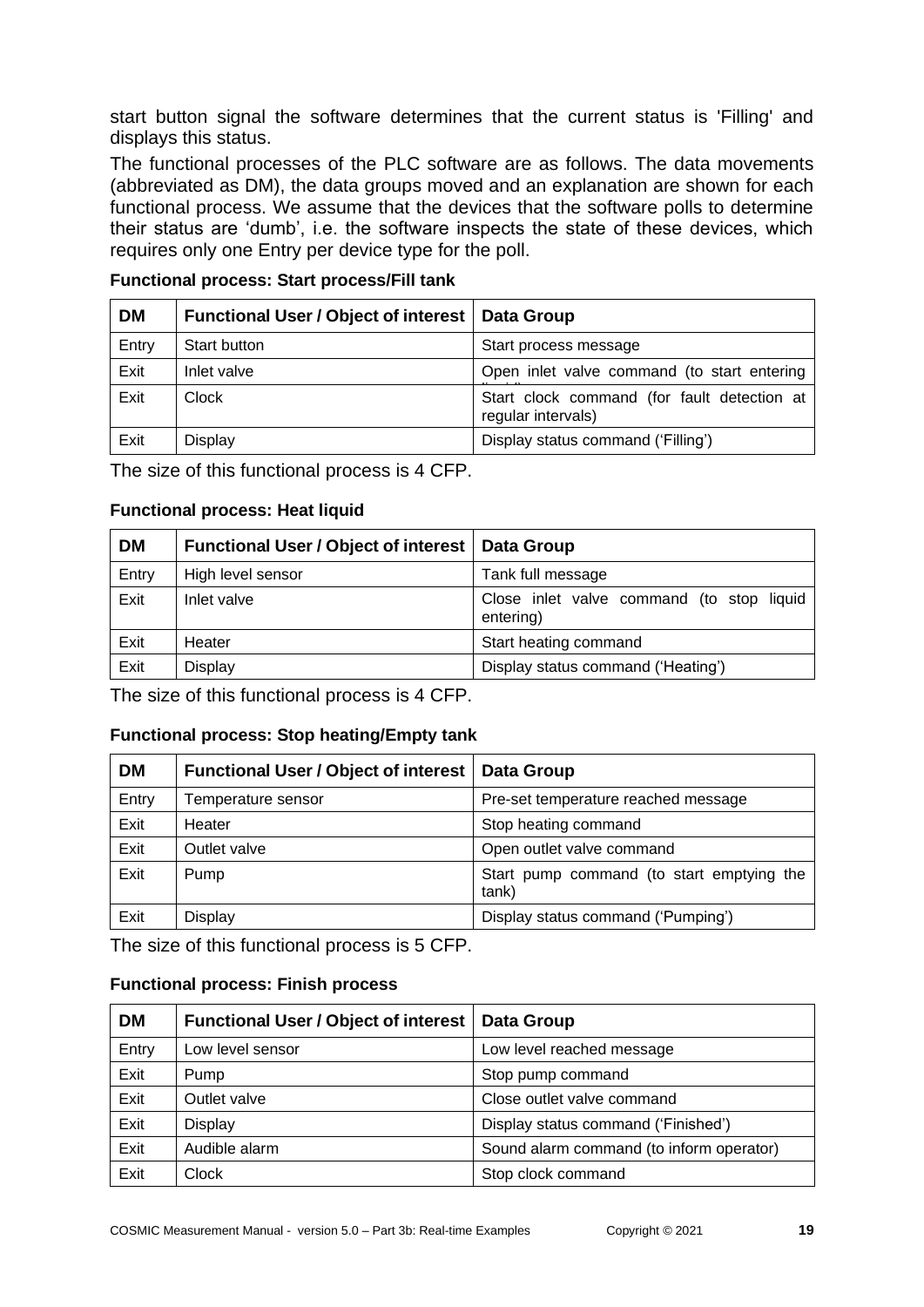start button signal the software determines that the current status is 'Filling' and displays this status.

The functional processes of the PLC software are as follows. The data movements (abbreviated as DM), the data groups moved and an explanation are shown for each functional process. We assume that the devices that the software polls to determine their status are 'dumb', i.e. the software inspects the state of these devices, which requires only one Entry per device type for the poll.

**Functional process: Start process/Fill tank**

| DM | Functional User / Object of interest | Data Group |
|---|---|---|
| Entry | Start button | Start process message |
| Exit | Inlet valve | Open inlet valve command (to start entering liquid) |
| Exit | Clock | Start clock command (for fault detection at regular intervals) |
| Exit | Display | Display status command ('Filling') |

The size of this functional process is 4 CFP.

**Functional process: Heat liquid**

| DM | Functional User / Object of interest | Data Group |
|---|---|---|
| Entry | High level sensor | Tank full message |
| Exit | Inlet valve | Close inlet valve command (to stop liquid entering) |
| Exit | Heater | Start heating command |
| Exit | Display | Display status command ('Heating') |

The size of this functional process is 4 CFP.

**Functional process: Stop heating/Empty tank**

| DM | Functional User / Object of interest | Data Group |
|---|---|---|
| Entry | Temperature sensor | Pre-set temperature reached message |
| Exit | Heater | Stop heating command |
| Exit | Outlet valve | Open outlet valve command |
| Exit | Pump | Start pump command (to start emptying the tank) |
| Exit | Display | Display status command ('Pumping') |

The size of this functional process is 5 CFP.

**Functional process: Finish process**

| DM | Functional User / Object of interest | Data Group |
|---|---|---|
| Entry | Low level sensor | Low level reached message |
| Exit | Pump | Stop pump command |
| Exit | Outlet valve | Close outlet valve command |
| Exit | Display | Display status command ('Finished') |
| Exit | Audible alarm | Sound alarm command (to inform operator) |
| Exit | Clock | Stop clock command |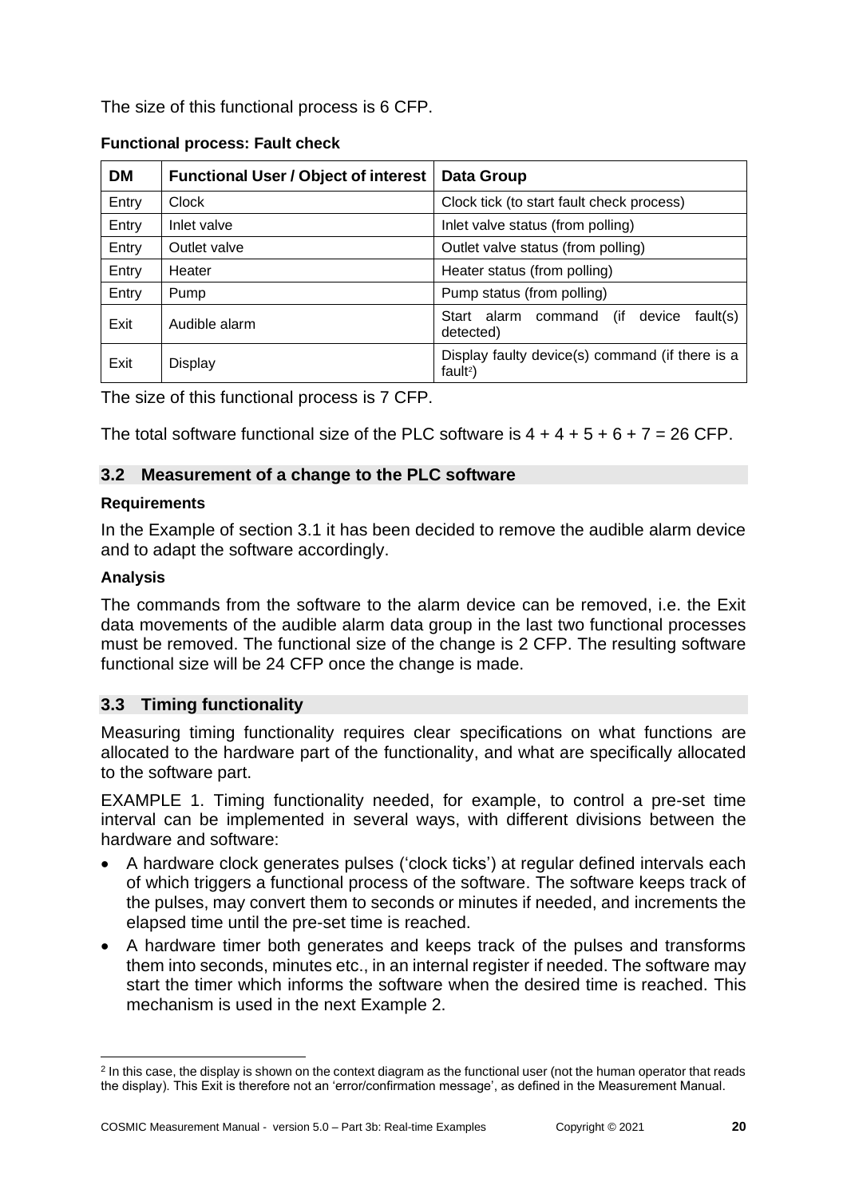The size of this functional process is 6 CFP.

**Functional process: Fault check**

| DM | Functional User / Object of interest | Data Group |
|---|---|---|
| Entry | Clock | Clock tick (to start fault check process) |
| Entry | Inlet valve | Inlet valve status (from polling) |
| Entry | Outlet valve | Outlet valve status (from polling) |
| Entry | Heater | Heater status (from polling) |
| Entry | Pump | Pump status (from polling) |
| Exit | Audible alarm | Start alarm command (if device fault(s) detected) |
| Exit | Display | Display faulty device(s) command (if there is a fault[2]) |

The size of this functional process is 7 CFP.

The total software functional size of the PLC software is 4 + 4 + 5 + 6 + 7 = 26 CFP.

## 3.2 Measurement of a change to the PLC software

**Requirements**

In the Example of section 3.1 it has been decided to remove the audible alarm device and to adapt the software accordingly.

**Analysis**

The commands from the software to the alarm device can be removed, i.e. the Exit data movements of the audible alarm data group in the last two functional processes must be removed. The functional size of the change is 2 CFP. The resulting software functional size will be 24 CFP once the change is made.

## 3.3 Timing functionality

Measuring timing functionality requires clear specifications on what functions are allocated to the hardware part of the functionality, and what are specifically allocated to the software part.

EXAMPLE 1. Timing functionality needed, for example, to control a pre-set time interval can be implemented in several ways, with different divisions between the hardware and software:

- A hardware clock generates pulses ('clock ticks') at regular defined intervals each of which triggers a functional process of the software. The software keeps track of the pulses, may convert them to seconds or minutes if needed, and increments the elapsed time until the pre-set time is reached.
- A hardware timer both generates and keeps track of the pulses and transforms them into seconds, minutes etc., in an internal register if needed. The software may start the timer which informs the software when the desired time is reached. This mechanism is used in the next Example 2.

---

[2] In this case, the display is shown on the context diagram as the functional user (not the human operator that reads the display). This Exit is therefore not an 'error/confirmation message', as defined in the Measurement Manual.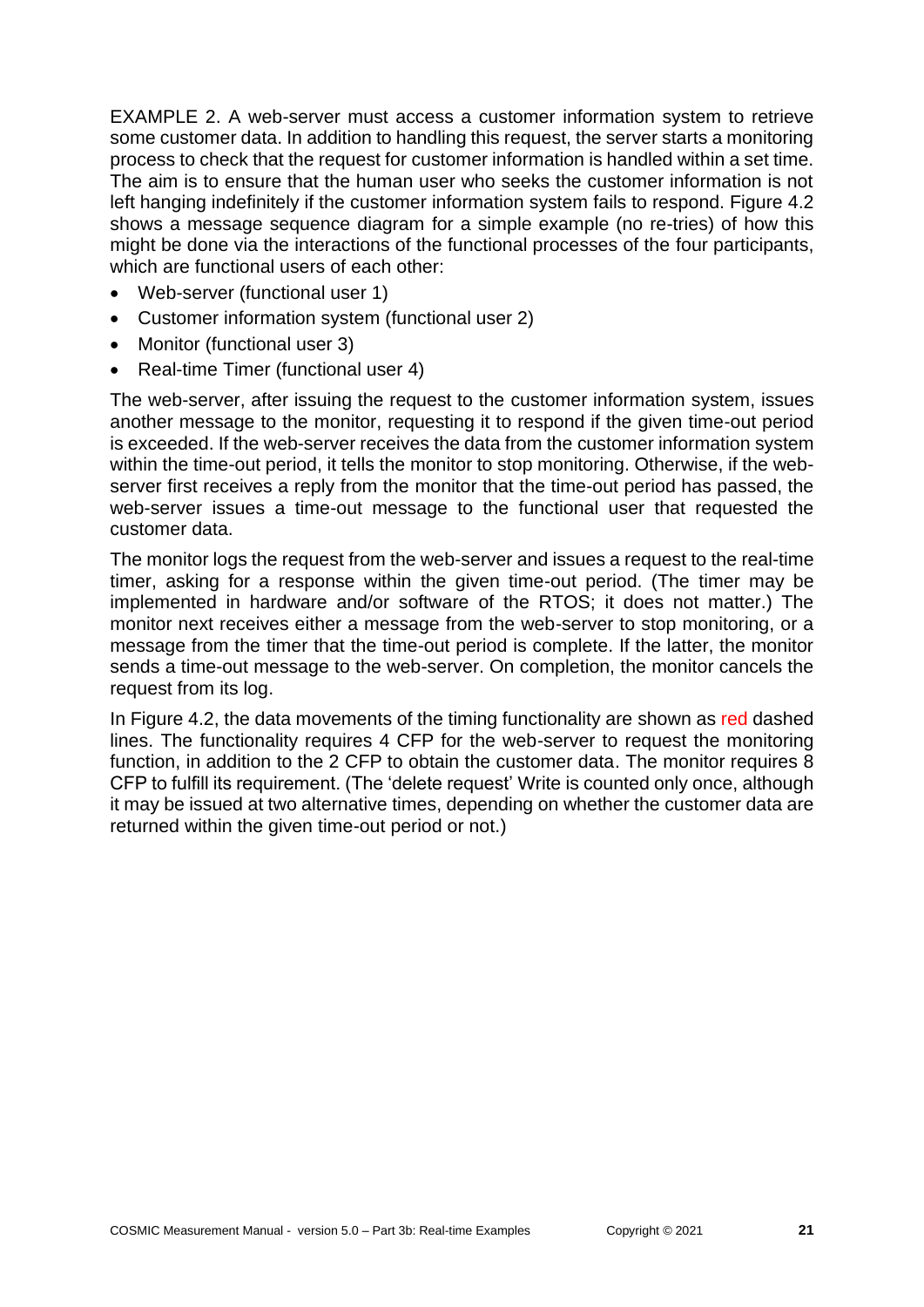EXAMPLE 2. A web-server must access a customer information system to retrieve some customer data. In addition to handling this request, the server starts a monitoring process to check that the request for customer information is handled within a set time. The aim is to ensure that the human user who seeks the customer information is not left hanging indefinitely if the customer information system fails to respond. Figure 4.2 shows a message sequence diagram for a simple example (no re-tries) of how this might be done via the interactions of the functional processes of the four participants, which are functional users of each other:

- Web-server (functional user 1)
- Customer information system (functional user 2)
- Monitor (functional user 3)
- Real-time Timer (functional user 4)

The web-server, after issuing the request to the customer information system, issues another message to the monitor, requesting it to respond if the given time-out period is exceeded. If the web-server receives the data from the customer information system within the time-out period, it tells the monitor to stop monitoring. Otherwise, if the web-server first receives a reply from the monitor that the time-out period has passed, the web-server issues a time-out message to the functional user that requested the customer data.

The monitor logs the request from the web-server and issues a request to the real-time timer, asking for a response within the given time-out period. (The timer may be implemented in hardware and/or software of the RTOS; it does not matter.) The monitor next receives either a message from the web-server to stop monitoring, or a message from the timer that the time-out period is complete. If the latter, the monitor sends a time-out message to the web-server. On completion, the monitor cancels the request from its log.

In Figure 4.2, the data movements of the timing functionality are shown as red dashed lines. The functionality requires 4 CFP for the web-server to request the monitoring function, in addition to the 2 CFP to obtain the customer data. The monitor requires 8 CFP to fulfill its requirement. (The 'delete request' Write is counted only once, although it may be issued at two alternative times, depending on whether the customer data are returned within the given time-out period or not.)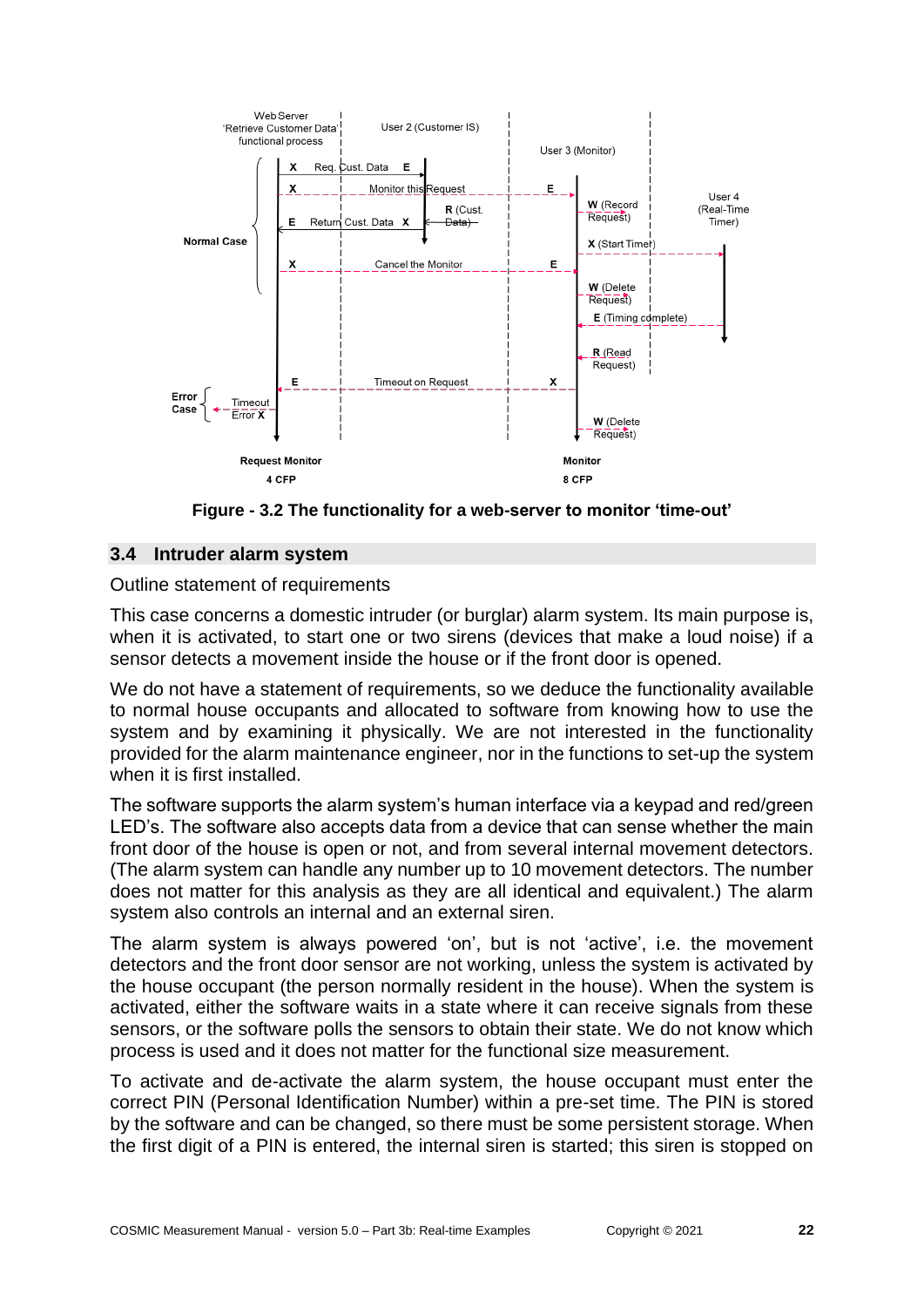**Figure - 3.2 The functionality for a web-server to monitor 'time-out'**

## 3.4 Intruder alarm system

Outline statement of requirements

This case concerns a domestic intruder (or burglar) alarm system. Its main purpose is, when it is activated, to start one or two sirens (devices that make a loud noise) if a sensor detects a movement inside the house or if the front door is opened.

We do not have a statement of requirements, so we deduce the functionality available to normal house occupants and allocated to software from knowing how to use the system and by examining it physically. We are not interested in the functionality provided for the alarm maintenance engineer, nor in the functions to set-up the system when it is first installed.

The software supports the alarm system's human interface via a keypad and red/green LED's. The software also accepts data from a device that can sense whether the main front door of the house is open or not, and from several internal movement detectors. (The alarm system can handle any number up to 10 movement detectors. The number does not matter for this analysis as they are all identical and equivalent.) The alarm system also controls an internal and an external siren.

The alarm system is always powered 'on', but is not 'active', i.e. the movement detectors and the front door sensor are not working, unless the system is activated by the house occupant (the person normally resident in the house). When the system is activated, either the software waits in a state where it can receive signals from these sensors, or the software polls the sensors to obtain their state. We do not know which process is used and it does not matter for the functional size measurement.

To activate and de-activate the alarm system, the house occupant must enter the correct PIN (Personal Identification Number) within a pre-set time. The PIN is stored by the software and can be changed, so there must be some persistent storage. When the first digit of a PIN is entered, the internal siren is started; this siren is stopped on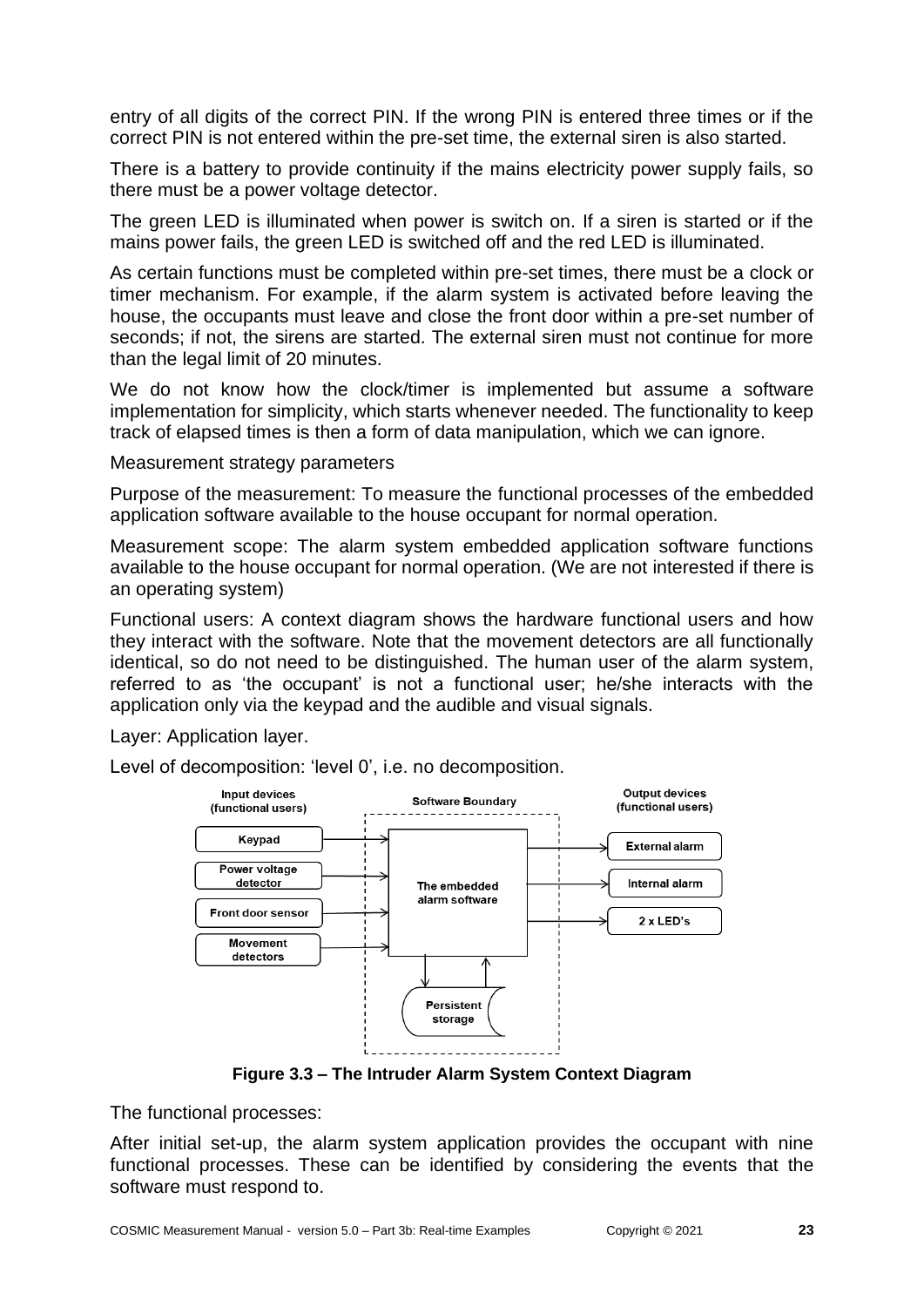entry of all digits of the correct PIN. If the wrong PIN is entered three times or if the correct PIN is not entered within the pre-set time, the external siren is also started.

There is a battery to provide continuity if the mains electricity power supply fails, so there must be a power voltage detector.

The green LED is illuminated when power is switch on. If a siren is started or if the mains power fails, the green LED is switched off and the red LED is illuminated.

As certain functions must be completed within pre-set times, there must be a clock or timer mechanism. For example, if the alarm system is activated before leaving the house, the occupants must leave and close the front door within a pre-set number of seconds; if not, the sirens are started. The external siren must not continue for more than the legal limit of 20 minutes.

We do not know how the clock/timer is implemented but assume a software implementation for simplicity, which starts whenever needed. The functionality to keep track of elapsed times is then a form of data manipulation, which we can ignore.

Measurement strategy parameters

Purpose of the measurement: To measure the functional processes of the embedded application software available to the house occupant for normal operation.

Measurement scope: The alarm system embedded application software functions available to the house occupant for normal operation. (We are not interested if there is an operating system)

Functional users: A context diagram shows the hardware functional users and how they interact with the software. Note that the movement detectors are all functionally identical, so do not need to be distinguished. The human user of the alarm system, referred to as 'the occupant' is not a functional user; he/she interacts with the application only via the keypad and the audible and visual signals.

Layer: Application layer.

Level of decomposition: 'level 0', i.e. no decomposition.

Input devices (functional users): Keypad, Power voltage detector, Front door sensor, Movement detectors

Software Boundary: The embedded alarm software, Persistent storage

Output devices (functional users): External alarm, Internal alarm, 2 x LED's

**Figure 3.3 – The Intruder Alarm System Context Diagram**

The functional processes:

After initial set-up, the alarm system application provides the occupant with nine functional processes. These can be identified by considering the events that the software must respond to.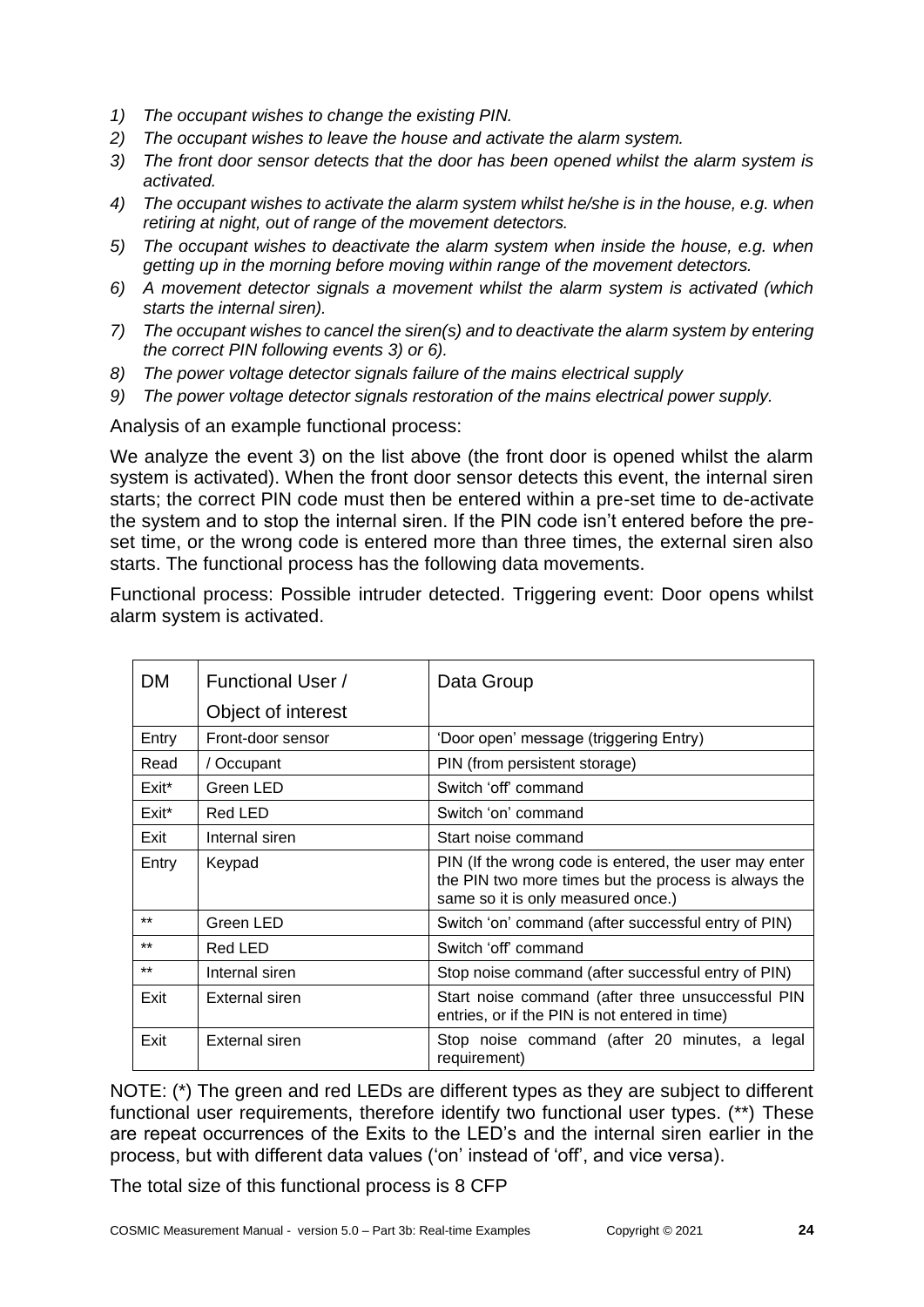1) *The occupant wishes to change the existing PIN.*
2) *The occupant wishes to leave the house and activate the alarm system.*
3) *The front door sensor detects that the door has been opened whilst the alarm system is activated.*
4) *The occupant wishes to activate the alarm system whilst he/she is in the house, e.g. when retiring at night, out of range of the movement detectors.*
5) *The occupant wishes to deactivate the alarm system when inside the house, e.g. when getting up in the morning before moving within range of the movement detectors.*
6) *A movement detector signals a movement whilst the alarm system is activated (which starts the internal siren).*
7) *The occupant wishes to cancel the siren(s) and to deactivate the alarm system by entering the correct PIN following events 3) or 6).*
8) *The power voltage detector signals failure of the mains electrical supply*
9) *The power voltage detector signals restoration of the mains electrical power supply.*

Analysis of an example functional process:

We analyze the event 3) on the list above (the front door is opened whilst the alarm system is activated). When the front door sensor detects this event, the internal siren starts; the correct PIN code must then be entered within a pre-set time to de-activate the system and to stop the internal siren. If the PIN code isn't entered before the pre-set time, or the wrong code is entered more than three times, the external siren also starts. The functional process has the following data movements.

Functional process: Possible intruder detected. Triggering event: Door opens whilst alarm system is activated.

| DM | Functional User / Object of interest | Data Group |
|---|---|---|
| Entry | Front-door sensor | 'Door open' message (triggering Entry) |
| Read | / Occupant | PIN (from persistent storage) |
| Exit* | Green LED | Switch 'off' command |
| Exit* | Red LED | Switch 'on' command |
| Exit | Internal siren | Start noise command |
| Entry | Keypad | PIN (If the wrong code is entered, the user may enter the PIN two more times but the process is always the same so it is only measured once.) |
| ** | Green LED | Switch 'on' command (after successful entry of PIN) |
| ** | Red LED | Switch 'off' command |
| ** | Internal siren | Stop noise command (after successful entry of PIN) |
| Exit | External siren | Start noise command (after three unsuccessful PIN entries, or if the PIN is not entered in time) |
| Exit | External siren | Stop noise command (after 20 minutes, a legal requirement) |

NOTE: (*) The green and red LEDs are different types as they are subject to different functional user requirements, therefore identify two functional user types. (**) These are repeat occurrences of the Exits to the LED's and the internal siren earlier in the process, but with different data values ('on' instead of 'off', and vice versa).

The total size of this functional process is 8 CFP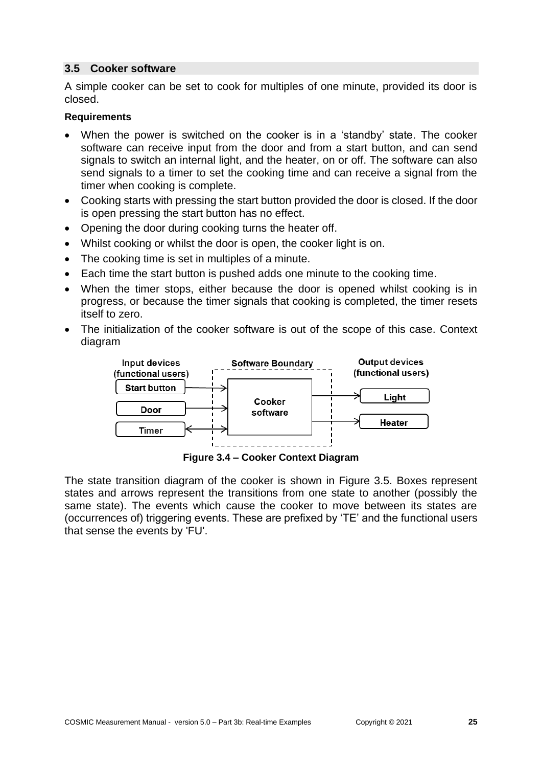## 3.5 Cooker software

A simple cooker can be set to cook for multiples of one minute, provided its door is closed.

**Requirements**

- When the power is switched on the cooker is in a 'standby' state. The cooker software can receive input from the door and from a start button, and can send signals to switch an internal light, and the heater, on or off. The software can also send signals to a timer to set the cooking time and can receive a signal from the timer when cooking is complete.
- Cooking starts with pressing the start button provided the door is closed. If the door is open pressing the start button has no effect.
- Opening the door during cooking turns the heater off.
- Whilst cooking or whilst the door is open, the cooker light is on.
- The cooking time is set in multiples of a minute.
- Each time the start button is pushed adds one minute to the cooking time.
- When the timer stops, either because the door is opened whilst cooking is in progress, or because the timer signals that cooking is completed, the timer resets itself to zero.
- The initialization of the cooker software is out of the scope of this case. Context diagram

Input devices (functional users) | Software Boundary | Output devices (functional users)

Start button, Door, Timer → Cooker software → Light, Heater

**Figure 3.4 – Cooker Context Diagram**

The state transition diagram of the cooker is shown in Figure 3.5. Boxes represent states and arrows represent the transitions from one state to another (possibly the same state). The events which cause the cooker to move between its states are (occurrences of) triggering events. These are prefixed by 'TE' and the functional users that sense the events by 'FU'.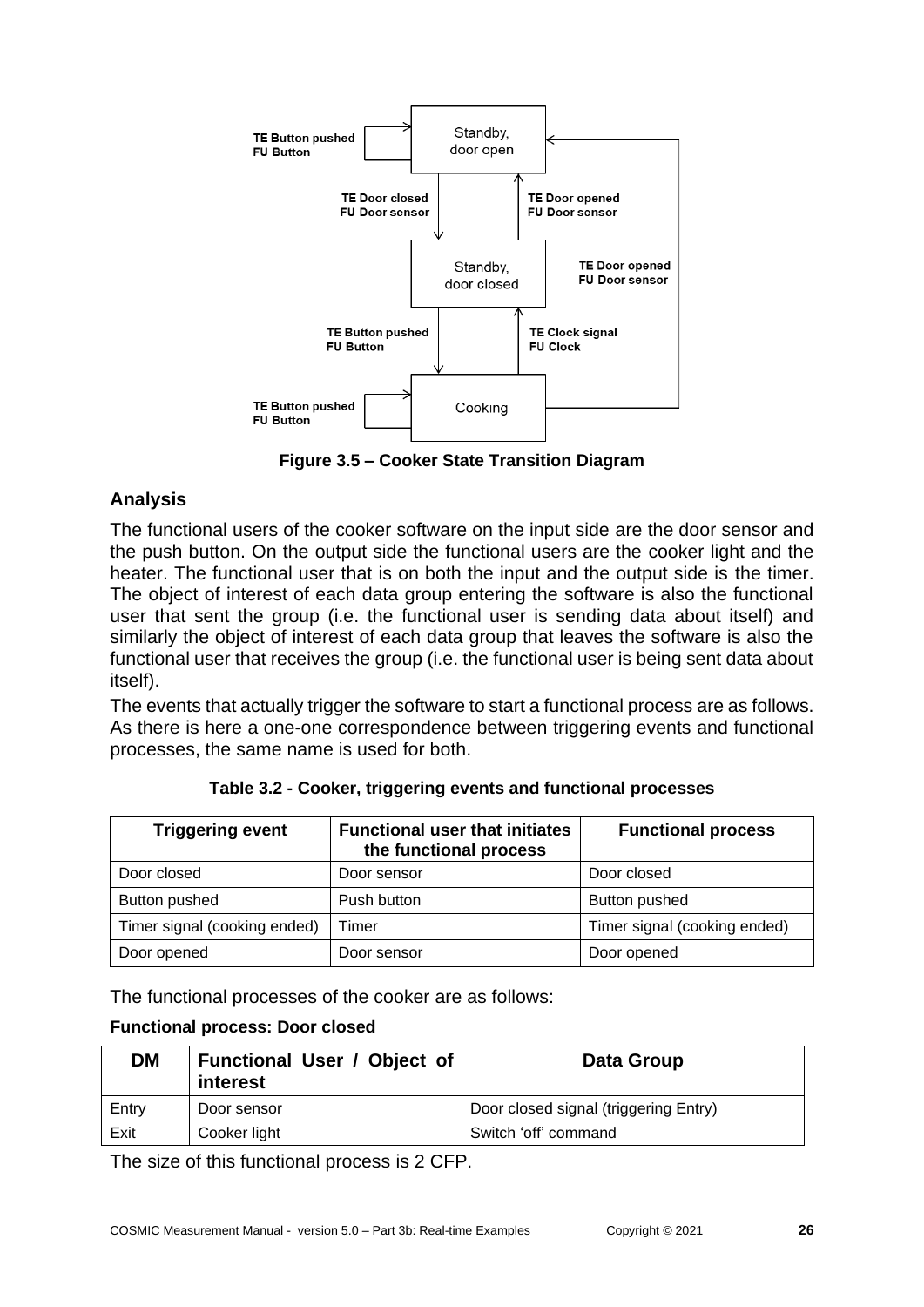Figure 3.5 – Cooker State Transition Diagram

## Analysis

The functional users of the cooker software on the input side are the door sensor and the push button. On the output side the functional users are the cooker light and the heater. The functional user that is on both the input and the output side is the timer. The object of interest of each data group entering the software is also the functional user that sent the group (i.e. the functional user is sending data about itself) and similarly the object of interest of each data group that leaves the software is also the functional user that receives the group (i.e. the functional user is being sent data about itself).

The events that actually trigger the software to start a functional process are as follows. As there is here a one-one correspondence between triggering events and functional processes, the same name is used for both.

**Table 3.2 - Cooker, triggering events and functional processes**

| Triggering event | Functional user that initiates the functional process | Functional process |
|---|---|---|
| Door closed | Door sensor | Door closed |
| Button pushed | Push button | Button pushed |
| Timer signal (cooking ended) | Timer | Timer signal (cooking ended) |
| Door opened | Door sensor | Door opened |

The functional processes of the cooker are as follows:

**Functional process: Door closed**

| DM | Functional User / Object of interest | Data Group |
|---|---|---|
| Entry | Door sensor | Door closed signal (triggering Entry) |
| Exit | Cooker light | Switch 'off' command |

The size of this functional process is 2 CFP.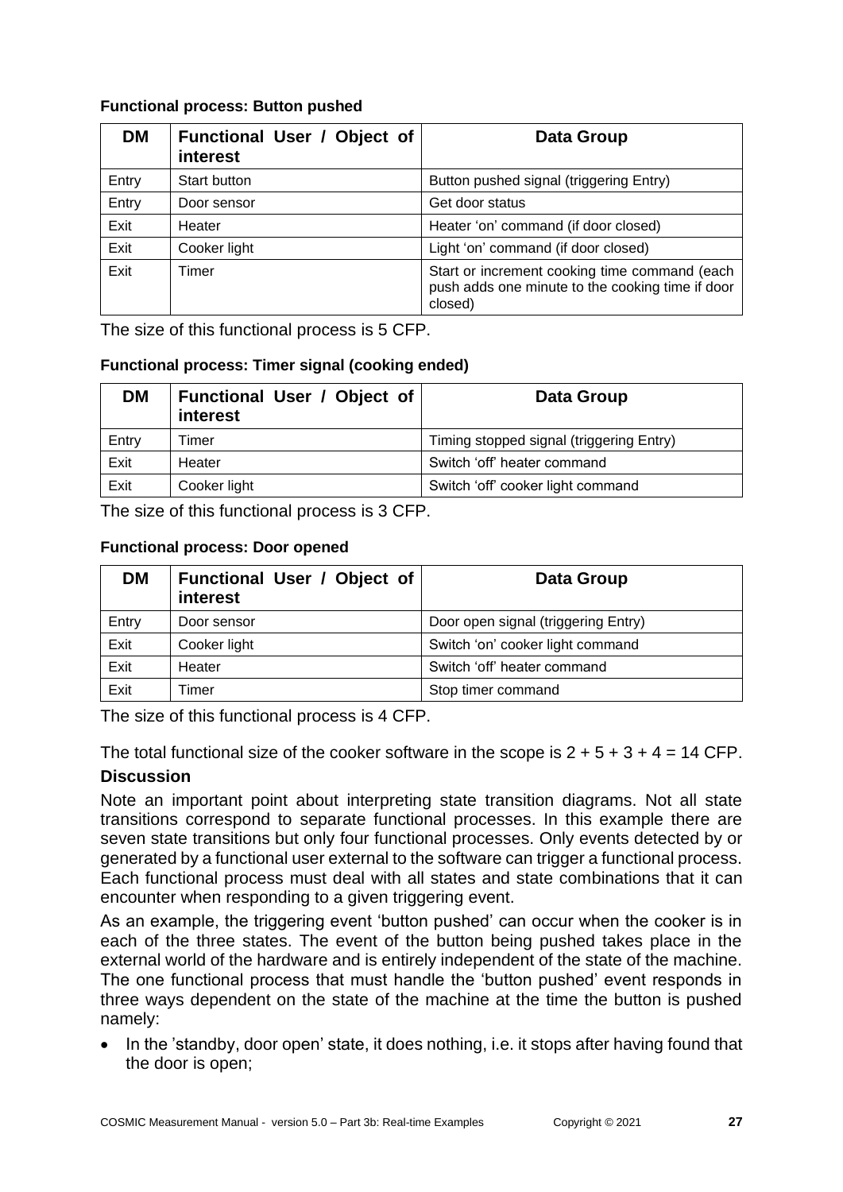**Functional process: Button pushed**

| DM | Functional User / Object of interest | Data Group |
|---|---|---|
| Entry | Start button | Button pushed signal (triggering Entry) |
| Entry | Door sensor | Get door status |
| Exit | Heater | Heater 'on' command (if door closed) |
| Exit | Cooker light | Light 'on' command (if door closed) |
| Exit | Timer | Start or increment cooking time command (each push adds one minute to the cooking time if door closed) |

The size of this functional process is 5 CFP.

**Functional process: Timer signal (cooking ended)**

| DM | Functional User / Object of interest | Data Group |
|---|---|---|
| Entry | Timer | Timing stopped signal (triggering Entry) |
| Exit | Heater | Switch 'off' heater command |
| Exit | Cooker light | Switch 'off' cooker light command |

The size of this functional process is 3 CFP.

**Functional process: Door opened**

| DM | Functional User / Object of interest | Data Group |
|---|---|---|
| Entry | Door sensor | Door open signal (triggering Entry) |
| Exit | Cooker light | Switch 'on' cooker light command |
| Exit | Heater | Switch 'off' heater command |
| Exit | Timer | Stop timer command |

The size of this functional process is 4 CFP.

The total functional size of the cooker software in the scope is 2 + 5 + 3 + 4 = 14 CFP.

### Discussion

Note an important point about interpreting state transition diagrams. Not all state transitions correspond to separate functional processes. In this example there are seven state transitions but only four functional processes. Only events detected by or generated by a functional user external to the software can trigger a functional process. Each functional process must deal with all states and state combinations that it can encounter when responding to a given triggering event.

As an example, the triggering event 'button pushed' can occur when the cooker is in each of the three states. The event of the button being pushed takes place in the external world of the hardware and is entirely independent of the state of the machine. The one functional process that must handle the 'button pushed' event responds in three ways dependent on the state of the machine at the time the button is pushed namely:

- In the 'standby, door open' state, it does nothing, i.e. it stops after having found that the door is open;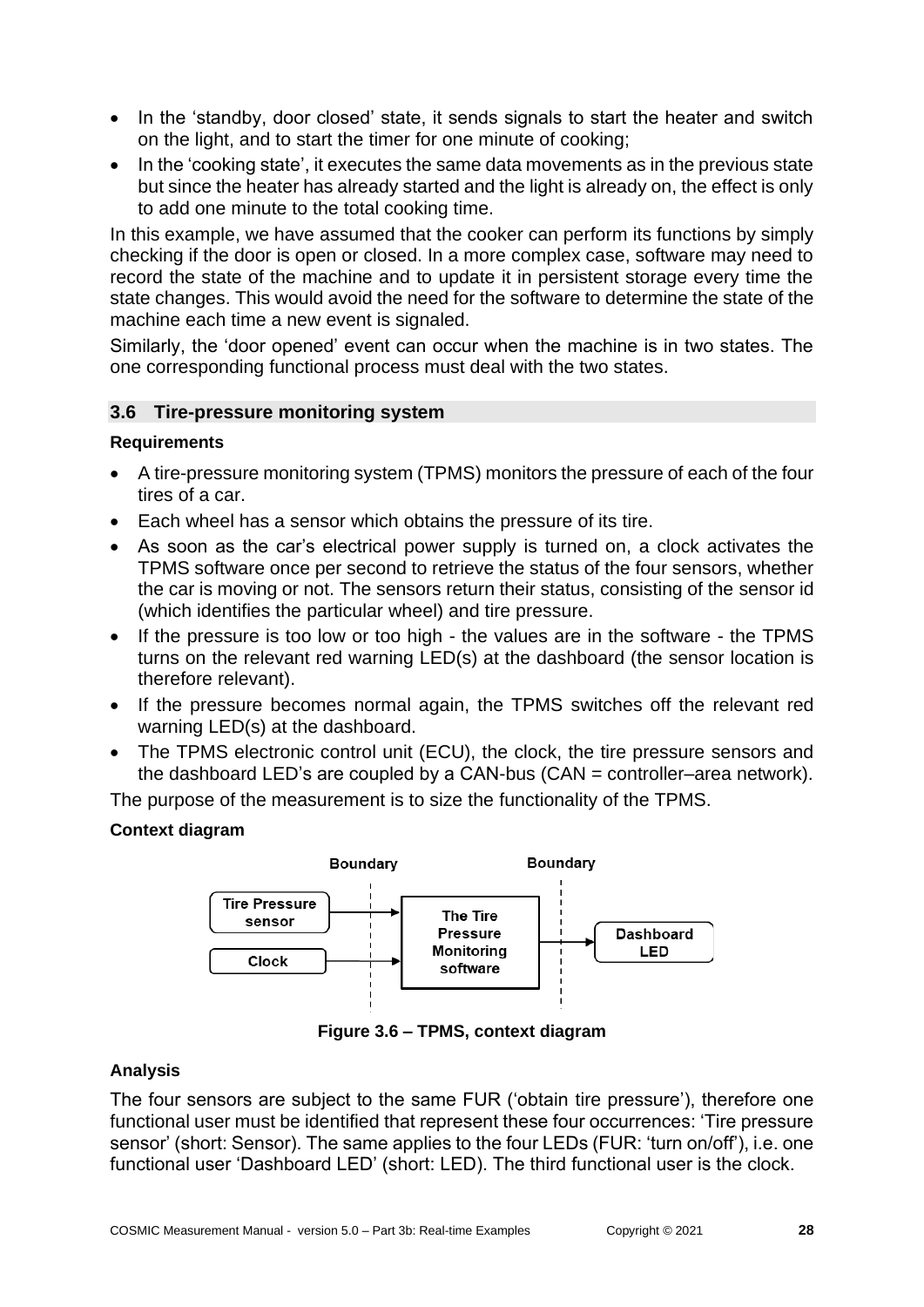- In the 'standby, door closed' state, it sends signals to start the heater and switch on the light, and to start the timer for one minute of cooking;
- In the 'cooking state', it executes the same data movements as in the previous state but since the heater has already started and the light is already on, the effect is only to add one minute to the total cooking time.

In this example, we have assumed that the cooker can perform its functions by simply checking if the door is open or closed. In a more complex case, software may need to record the state of the machine and to update it in persistent storage every time the state changes. This would avoid the need for the software to determine the state of the machine each time a new event is signaled.

Similarly, the 'door opened' event can occur when the machine is in two states. The one corresponding functional process must deal with the two states.

## 3.6 Tire-pressure monitoring system

**Requirements**

- A tire-pressure monitoring system (TPMS) monitors the pressure of each of the four tires of a car.
- Each wheel has a sensor which obtains the pressure of its tire.
- As soon as the car's electrical power supply is turned on, a clock activates the TPMS software once per second to retrieve the status of the four sensors, whether the car is moving or not. The sensors return their status, consisting of the sensor id (which identifies the particular wheel) and tire pressure.
- If the pressure is too low or too high - the values are in the software - the TPMS turns on the relevant red warning LED(s) at the dashboard (the sensor location is therefore relevant).
- If the pressure becomes normal again, the TPMS switches off the relevant red warning LED(s) at the dashboard.
- The TPMS electronic control unit (ECU), the clock, the tire pressure sensors and the dashboard LED's are coupled by a CAN-bus (CAN = controller–area network).

The purpose of the measurement is to size the functionality of the TPMS.

**Context diagram**

Boundary | Boundary

Tire Pressure sensor → The Tire Pressure Monitoring software → Dashboard LED

Clock → The Tire Pressure Monitoring software

**Figure 3.6 – TPMS, context diagram**

**Analysis**

The four sensors are subject to the same FUR ('obtain tire pressure'), therefore one functional user must be identified that represent these four occurrences: 'Tire pressure sensor' (short: Sensor). The same applies to the four LEDs (FUR: 'turn on/off'), i.e. one functional user 'Dashboard LED' (short: LED). The third functional user is the clock.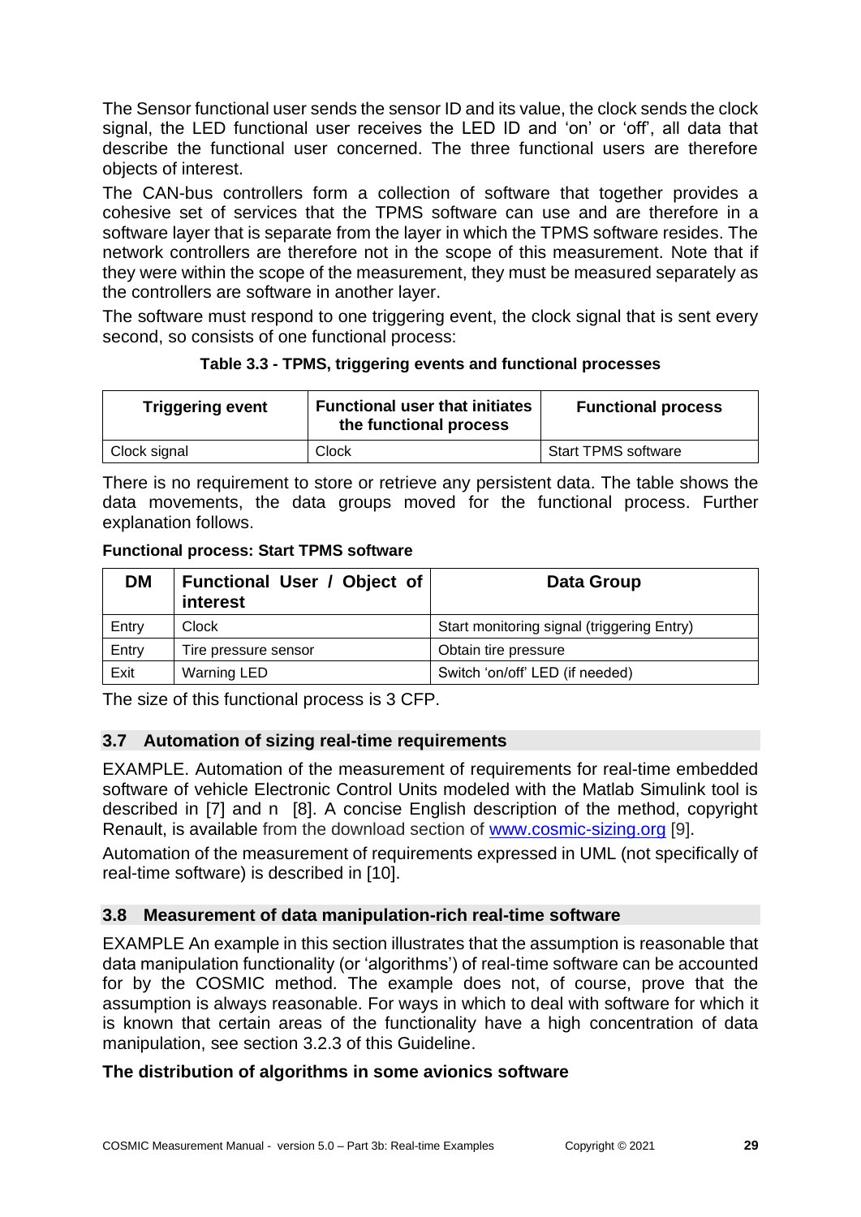The Sensor functional user sends the sensor ID and its value, the clock sends the clock signal, the LED functional user receives the LED ID and 'on' or 'off', all data that describe the functional user concerned. The three functional users are therefore objects of interest.

The CAN-bus controllers form a collection of software that together provides a cohesive set of services that the TPMS software can use and are therefore in a software layer that is separate from the layer in which the TPMS software resides. The network controllers are therefore not in the scope of this measurement. Note that if they were within the scope of the measurement, they must be measured separately as the controllers are software in another layer.

The software must respond to one triggering event, the clock signal that is sent every second, so consists of one functional process:

**Table 3.3 - TPMS, triggering events and functional processes**

| Triggering event | Functional user that initiates the functional process | Functional process |
|---|---|---|
| Clock signal | Clock | Start TPMS software |

There is no requirement to store or retrieve any persistent data. The table shows the data movements, the data groups moved for the functional process. Further explanation follows.

**Functional process: Start TPMS software**

| DM | Functional User / Object of interest | Data Group |
|---|---|---|
| Entry | Clock | Start monitoring signal (triggering Entry) |
| Entry | Tire pressure sensor | Obtain tire pressure |
| Exit | Warning LED | Switch 'on/off' LED (if needed) |

The size of this functional process is 3 CFP.

## 3.7 Automation of sizing real-time requirements

EXAMPLE. Automation of the measurement of requirements for real-time embedded software of vehicle Electronic Control Units modeled with the Matlab Simulink tool is described in [7] and n [8]. A concise English description of the method, copyright Renault, is available from the download section of www.cosmic-sizing.org [9].

Automation of the measurement of requirements expressed in UML (not specifically of real-time software) is described in [10].

## 3.8 Measurement of data manipulation-rich real-time software

EXAMPLE An example in this section illustrates that the assumption is reasonable that data manipulation functionality (or 'algorithms') of real-time software can be accounted for by the COSMIC method. The example does not, of course, prove that the assumption is always reasonable. For ways in which to deal with software for which it is known that certain areas of the functionality have a high concentration of data manipulation, see section 3.2.3 of this Guideline.

**The distribution of algorithms in some avionics software**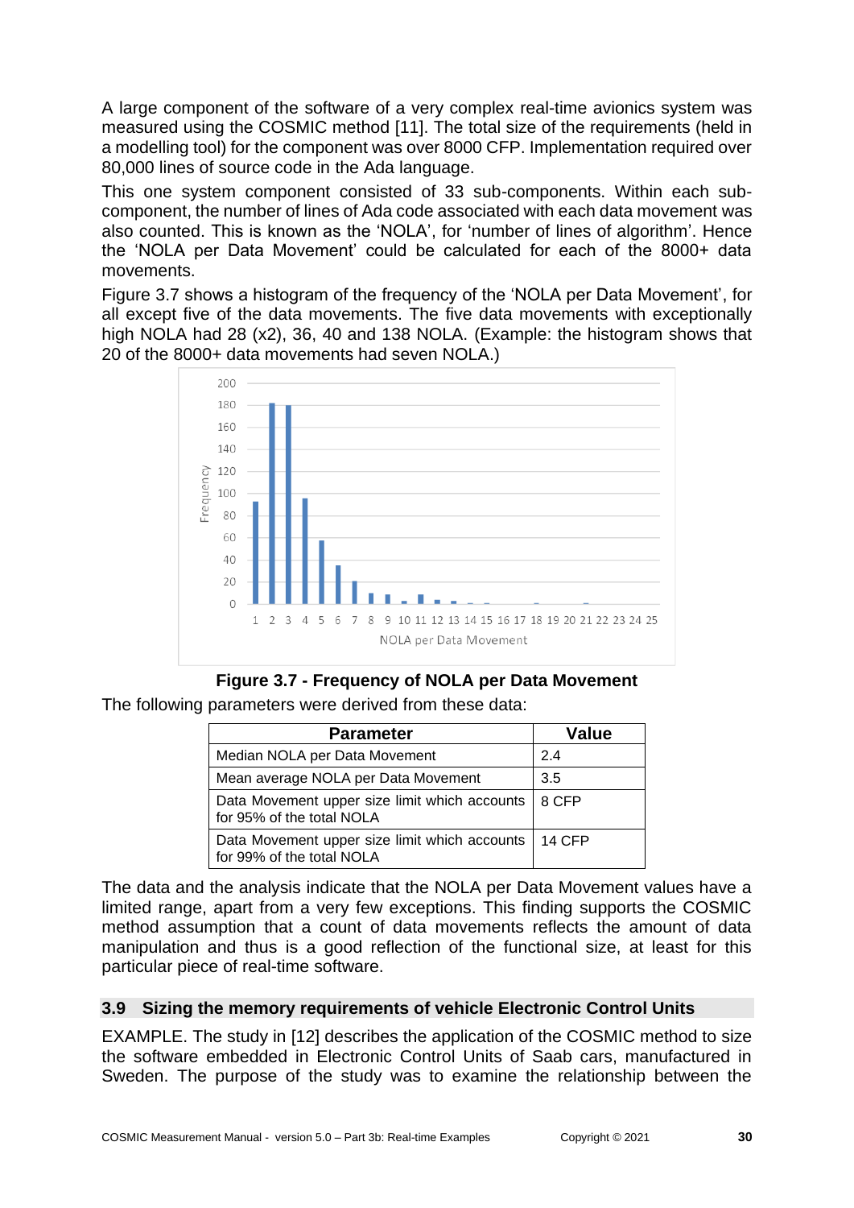A large component of the software of a very complex real-time avionics system was measured using the COSMIC method [11]. The total size of the requirements (held in a modelling tool) for the component was over 8000 CFP. Implementation required over 80,000 lines of source code in the Ada language.

This one system component consisted of 33 sub-components. Within each sub-component, the number of lines of Ada code associated with each data movement was also counted. This is known as the 'NOLA', for 'number of lines of algorithm'. Hence the 'NOLA per Data Movement' could be calculated for each of the 8000+ data movements.

Figure 3.7 shows a histogram of the frequency of the 'NOLA per Data Movement', for all except five of the data movements. The five data movements with exceptionally high NOLA had 28 (x2), 36, 40 and 138 NOLA. (Example: the histogram shows that 20 of the 8000+ data movements had seven NOLA.)

**Figure 3.7 - Frequency of NOLA per Data Movement**

The following parameters were derived from these data:

| Parameter | Value |
|---|---|
| Median NOLA per Data Movement | 2.4 |
| Mean average NOLA per Data Movement | 3.5 |
| Data Movement upper size limit which accounts for 95% of the total NOLA | 8 CFP |
| Data Movement upper size limit which accounts for 99% of the total NOLA | 14 CFP |

The data and the analysis indicate that the NOLA per Data Movement values have a limited range, apart from a very few exceptions. This finding supports the COSMIC method assumption that a count of data movements reflects the amount of data manipulation and thus is a good reflection of the functional size, at least for this particular piece of real-time software.

## 3.9 Sizing the memory requirements of vehicle Electronic Control Units

EXAMPLE. The study in [12] describes the application of the COSMIC method to size the software embedded in Electronic Control Units of Saab cars, manufactured in Sweden. The purpose of the study was to examine the relationship between the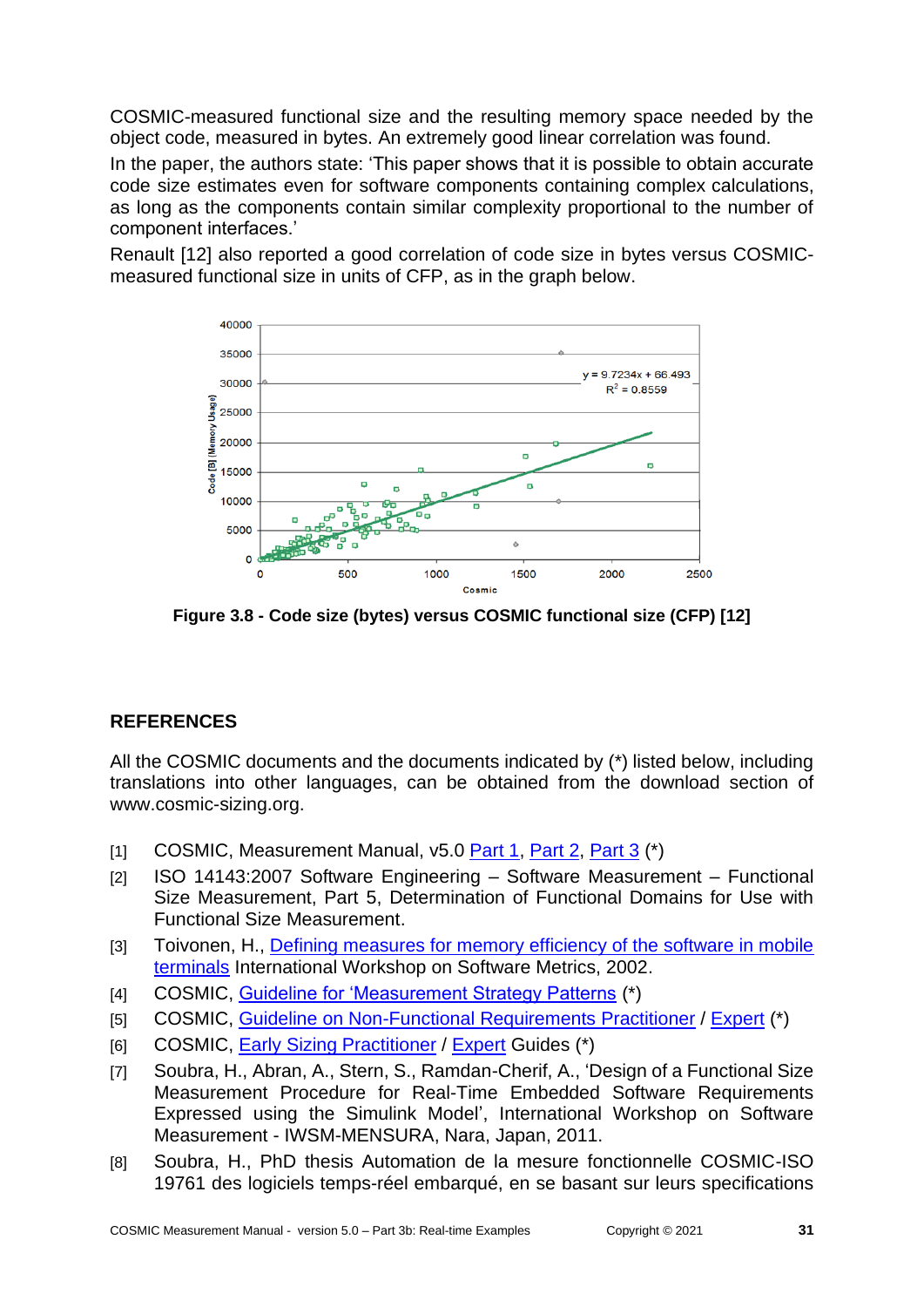COSMIC-measured functional size and the resulting memory space needed by the object code, measured in bytes. An extremely good linear correlation was found.

In the paper, the authors state: 'This paper shows that it is possible to obtain accurate code size estimates even for software components containing complex calculations, as long as the components contain similar complexity proportional to the number of component interfaces.'

Renault [12] also reported a good correlation of code size in bytes versus COSMIC-measured functional size in units of CFP, as in the graph below.

**Figure 3.8 - Code size (bytes) versus COSMIC functional size (CFP) [12]**

## REFERENCES

All the COSMIC documents and the documents indicated by (*) listed below, including translations into other languages, can be obtained from the download section of www.cosmic-sizing.org.

[1] COSMIC, Measurement Manual, v5.0 Part 1, Part 2, Part 3 (*)

[2] ISO 14143:2007 Software Engineering – Software Measurement – Functional Size Measurement, Part 5, Determination of Functional Domains for Use with Functional Size Measurement.

[3] Toivonen, H., Defining measures for memory efficiency of the software in mobile terminals International Workshop on Software Metrics, 2002.

[4] COSMIC, Guideline for 'Measurement Strategy Patterns (*)

[5] COSMIC, Guideline on Non-Functional Requirements Practitioner / Expert (*)

[6] COSMIC, Early Sizing Practitioner / Expert Guides (*)

[7] Soubra, H., Abran, A., Stern, S., Ramdan-Cherif, A., 'Design of a Functional Size Measurement Procedure for Real-Time Embedded Software Requirements Expressed using the Simulink Model', International Workshop on Software Measurement - IWSM-MENSURA, Nara, Japan, 2011.

[8] Soubra, H., PhD thesis Automation de la mesure fonctionnelle COSMIC-ISO 19761 des logiciels temps-réel embarqué, en se basant sur leurs specifications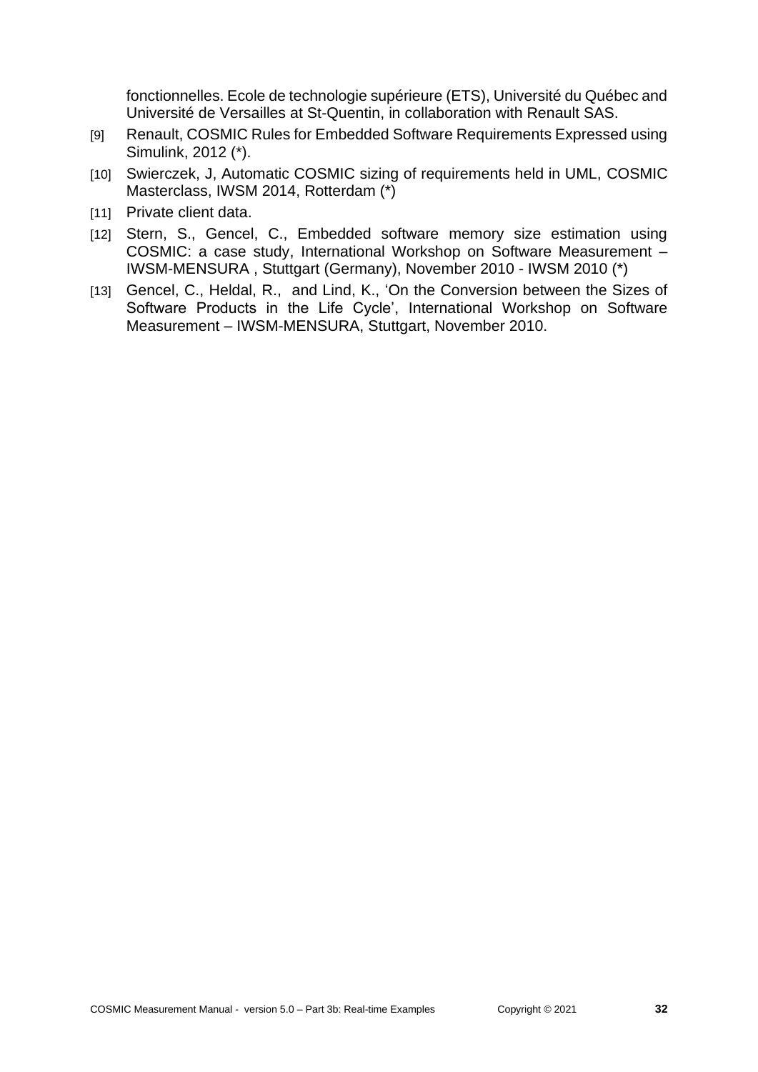fonctionnelles. Ecole de technologie supérieure (ETS), Université du Québec and Université de Versailles at St-Quentin, in collaboration with Renault SAS.

[9] Renault, COSMIC Rules for Embedded Software Requirements Expressed using Simulink, 2012 (*).

[10] Swierczek, J, Automatic COSMIC sizing of requirements held in UML, COSMIC Masterclass, IWSM 2014, Rotterdam (*)

[11] Private client data.

[12] Stern, S., Gencel, C., Embedded software memory size estimation using COSMIC: a case study, International Workshop on Software Measurement – IWSM-MENSURA , Stuttgart (Germany), November 2010 - IWSM 2010 (*)

[13] Gencel, C., Heldal, R., and Lind, K., 'On the Conversion between the Sizes of Software Products in the Life Cycle', International Workshop on Software Measurement – IWSM-MENSURA, Stuttgart, November 2010.